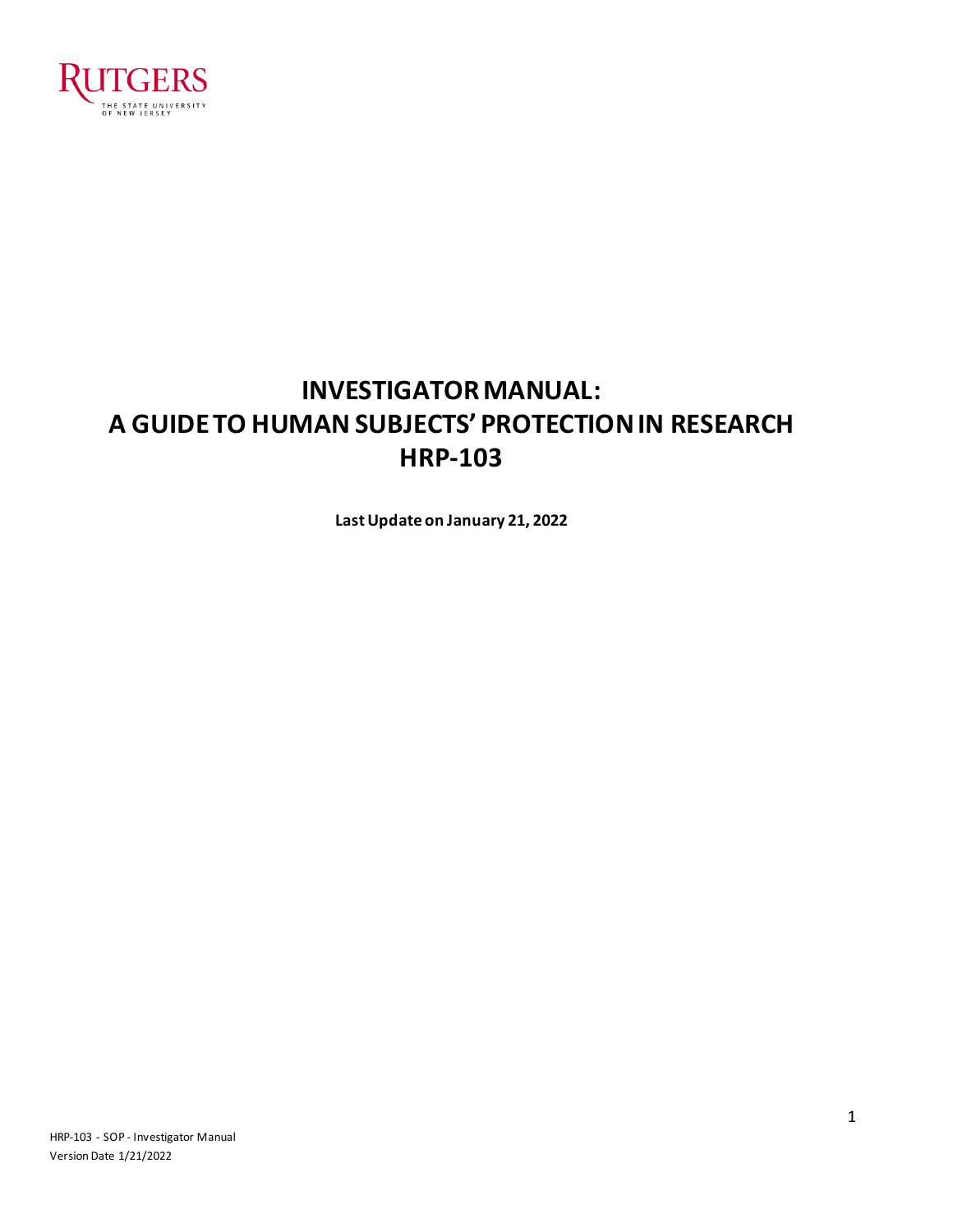RUTGERS
THE STATE UNIVERSITY OF NEW JERSEY

# INVESTIGATOR MANUAL: A GUIDE TO HUMAN SUBJECTS' PROTECTION IN RESEARCH HRP-103

**Last Update on January 21, 2022**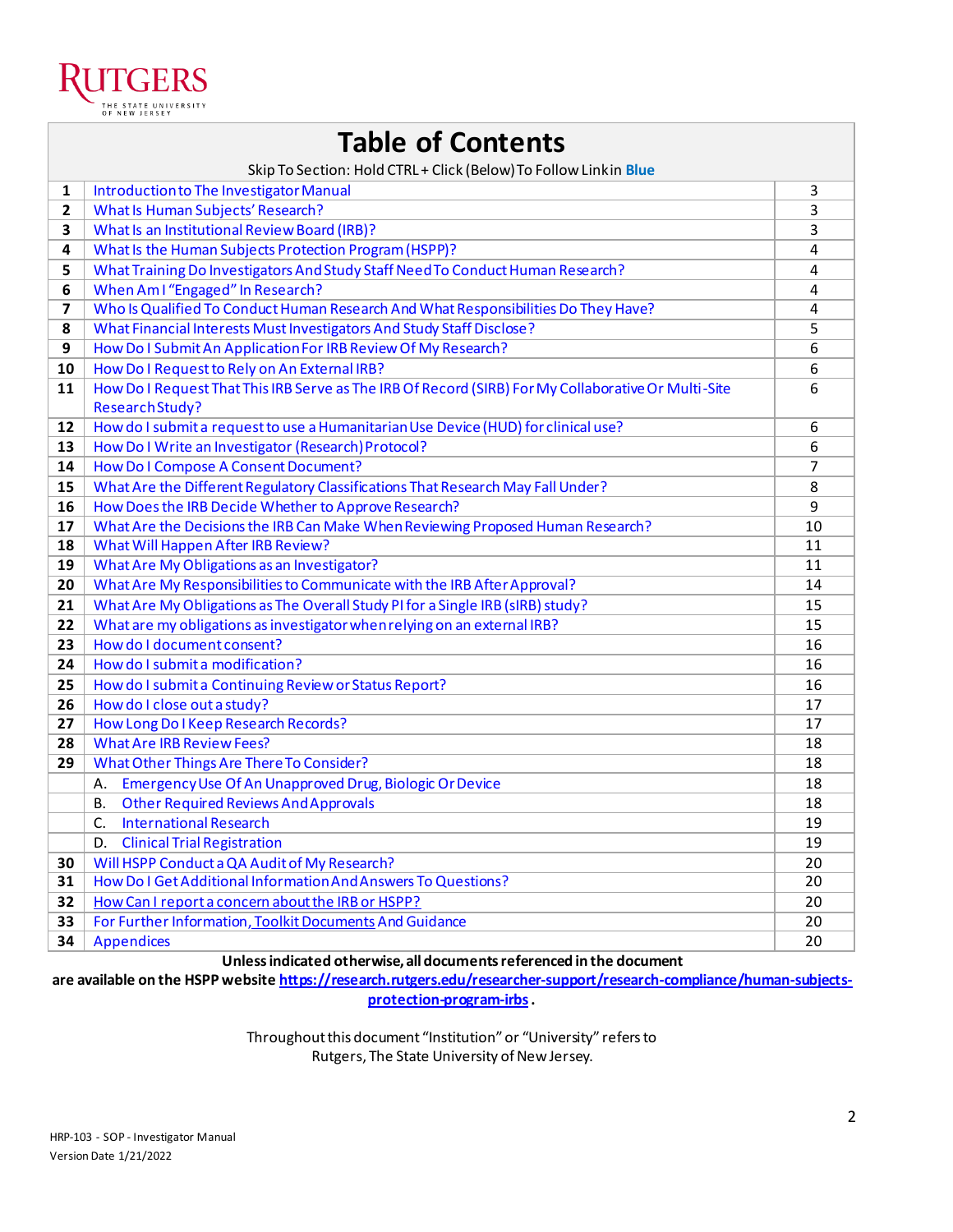RUTGERS
THE STATE UNIVERSITY OF NEW JERSEY

# Table of Contents

Skip To Section: Hold CTRL + Click (Below) To Follow Link in **Blue**

| | | |
|---|---|---|
| **1** | Introduction to The Investigator Manual | 3 |
| **2** | What Is Human Subjects' Research? | 3 |
| **3** | What Is an Institutional Review Board (IRB)? | 3 |
| **4** | What Is the Human Subjects Protection Program (HSPP)? | 4 |
| **5** | What Training Do Investigators And Study Staff Need To Conduct Human Research? | 4 |
| **6** | When Am I "Engaged" In Research? | 4 |
| **7** | Who Is Qualified To Conduct Human Research And What Responsibilities Do They Have? | 4 |
| **8** | What Financial Interests Must Investigators And Study Staff Disclose? | 5 |
| **9** | How Do I Submit An Application For IRB Review Of My Research? | 6 |
| **10** | How Do I Request to Rely on An External IRB? | 6 |
| **11** | How Do I Request That This IRB Serve as The IRB Of Record (SIRB) For My Collaborative Or Multi-Site Research Study? | 6 |
| **12** | How do I submit a request to use a Humanitarian Use Device (HUD) for clinical use? | 6 |
| **13** | How Do I Write an Investigator (Research) Protocol? | 6 |
| **14** | How Do I Compose A Consent Document? | 7 |
| **15** | What Are the Different Regulatory Classifications That Research May Fall Under? | 8 |
| **16** | How Does the IRB Decide Whether to Approve Research? | 9 |
| **17** | What Are the Decisions the IRB Can Make When Reviewing Proposed Human Research? | 10 |
| **18** | What Will Happen After IRB Review? | 11 |
| **19** | What Are My Obligations as an Investigator? | 11 |
| **20** | What Are My Responsibilities to Communicate with the IRB After Approval? | 14 |
| **21** | What Are My Obligations as The Overall Study PI for a Single IRB (sIRB) study? | 15 |
| **22** | What are my obligations as investigator when relying on an external IRB? | 15 |
| **23** | How do I document consent? | 16 |
| **24** | How do I submit a modification? | 16 |
| **25** | How do I submit a Continuing Review or Status Report? | 16 |
| **26** | How do I close out a study? | 17 |
| **27** | How Long Do I Keep Research Records? | 17 |
| **28** | What Are IRB Review Fees? | 18 |
| **29** | What Other Things Are There To Consider? | 18 |
| | A. Emergency Use Of An Unapproved Drug, Biologic Or Device | 18 |
| | B. Other Required Reviews And Approvals | 18 |
| | C. International Research | 19 |
| | D. Clinical Trial Registration | 19 |
| **30** | Will HSPP Conduct a QA Audit of My Research? | 20 |
| **31** | How Do I Get Additional Information And Answers To Questions? | 20 |
| **32** | How Can I report a concern about the IRB or HSPP? | 20 |
| **33** | For Further Information, Toolkit Documents And Guidance | 20 |
| **34** | Appendices | 20 |

**Unless indicated otherwise, all documents referenced in the document are available on the HSPP website https://research.rutgers.edu/researcher-support/research-compliance/human-subjects-protection-program-irbs.**

Throughout this document "Institution" or "University" refers to Rutgers, The State University of New Jersey.

HRP-103 - SOP - Investigator Manual
Version Date 1/21/2022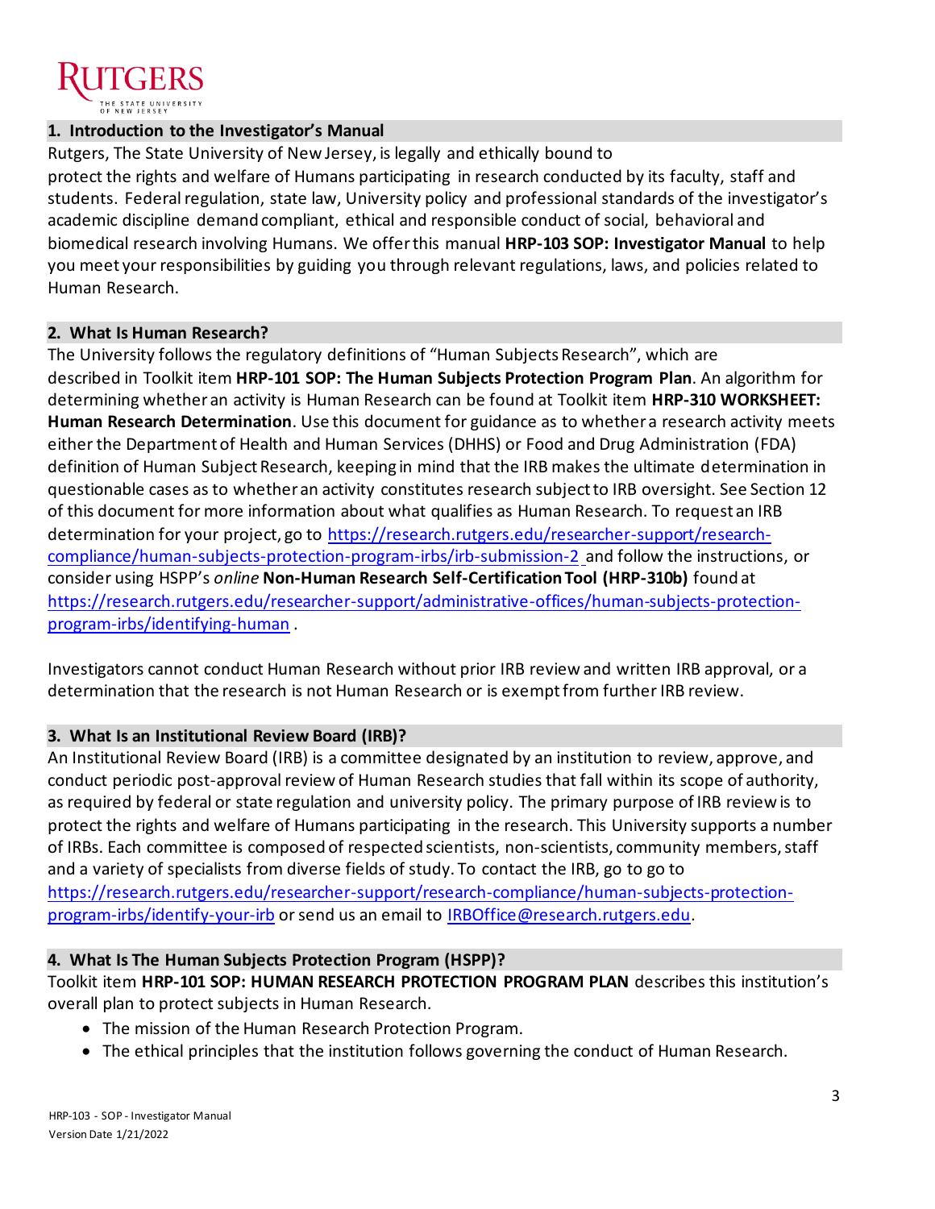## 1. Introduction to the Investigator's Manual

Rutgers, The State University of New Jersey, is legally and ethically bound to protect the rights and welfare of Humans participating in research conducted by its faculty, staff and students. Federal regulation, state law, University policy and professional standards of the investigator's academic discipline demand compliant, ethical and responsible conduct of social, behavioral and biomedical research involving Humans. We offer this manual **HRP-103 SOP: Investigator Manual** to help you meet your responsibilities by guiding you through relevant regulations, laws, and policies related to Human Research.

## 2. What Is Human Research?

The University follows the regulatory definitions of "Human Subjects Research", which are described in Toolkit item **HRP-101 SOP: The Human Subjects Protection Program Plan**. An algorithm for determining whether an activity is Human Research can be found at Toolkit item **HRP-310 WORKSHEET: Human Research Determination**. Use this document for guidance as to whether a research activity meets either the Department of Health and Human Services (DHHS) or Food and Drug Administration (FDA) definition of Human Subject Research, keeping in mind that the IRB makes the ultimate determination in questionable cases as to whether an activity constitutes research subject to IRB oversight. See Section 12 of this document for more information about what qualifies as Human Research. To request an IRB determination for your project, go to https://research.rutgers.edu/researcher-support/research-compliance/human-subjects-protection-program-irbs/irb-submission-2 and follow the instructions, or consider using HSPP's *online* **Non-Human Research Self-Certification Tool (HRP-310b)** found at https://research.rutgers.edu/researcher-support/administrative-offices/human-subjects-protection-program-irbs/identifying-human .

Investigators cannot conduct Human Research without prior IRB review and written IRB approval, or a determination that the research is not Human Research or is exempt from further IRB review.

## 3. What Is an Institutional Review Board (IRB)?

An Institutional Review Board (IRB) is a committee designated by an institution to review, approve, and conduct periodic post-approval review of Human Research studies that fall within its scope of authority, as required by federal or state regulation and university policy. The primary purpose of IRB review is to protect the rights and welfare of Humans participating in the research. This University supports a number of IRBs. Each committee is composed of respected scientists, non-scientists, community members, staff and a variety of specialists from diverse fields of study. To contact the IRB, go to go to https://research.rutgers.edu/researcher-support/research-compliance/human-subjects-protection-program-irbs/identify-your-irb or send us an email to IRBOffice@research.rutgers.edu.

## 4. What Is The Human Subjects Protection Program (HSPP)?

Toolkit item **HRP-101 SOP: HUMAN RESEARCH PROTECTION PROGRAM PLAN** describes this institution's overall plan to protect subjects in Human Research.

- The mission of the Human Research Protection Program.
- The ethical principles that the institution follows governing the conduct of Human Research.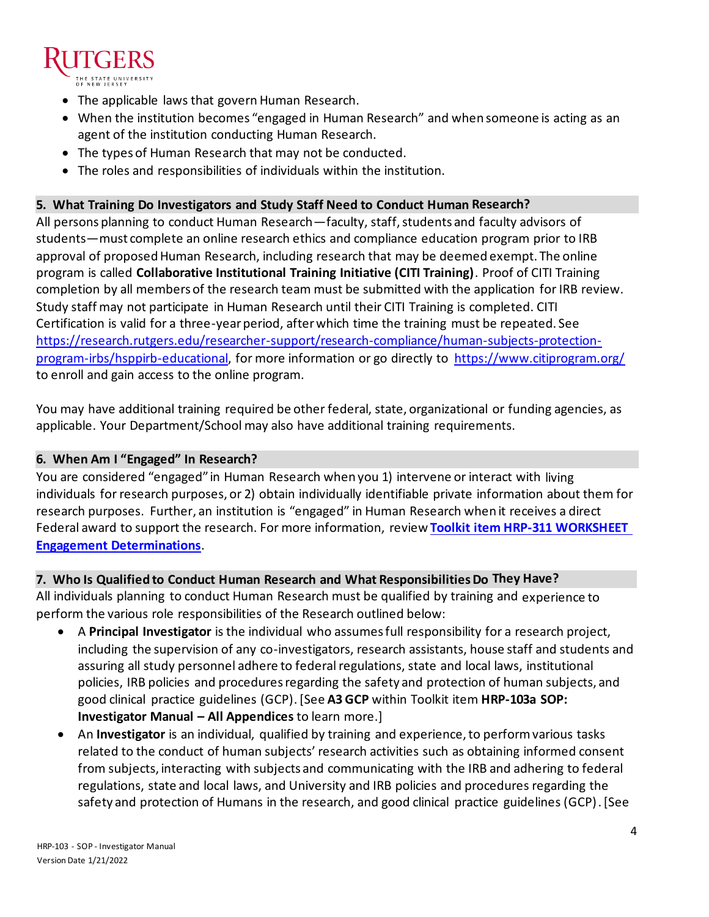- The applicable laws that govern Human Research.
- When the institution becomes "engaged in Human Research" and when someone is acting as an agent of the institution conducting Human Research.
- The types of Human Research that may not be conducted.
- The roles and responsibilities of individuals within the institution.

## 5. What Training Do Investigators and Study Staff Need to Conduct Human Research?

All persons planning to conduct Human Research—faculty, staff, students and faculty advisors of students—must complete an online research ethics and compliance education program prior to IRB approval of proposed Human Research, including research that may be deemed exempt. The online program is called **Collaborative Institutional Training Initiative (CITI Training)**. Proof of CITI Training completion by all members of the research team must be submitted with the application for IRB review. Study staff may not participate in Human Research until their CITI Training is completed. CITI Certification is valid for a three-year period, after which time the training must be repeated. See [https://research.rutgers.edu/researcher-support/research-compliance/human-subjects-protection-program-irbs/hsppirb-educational](https://research.rutgers.edu/researcher-support/research-compliance/human-subjects-protection-program-irbs/hsppirb-educational), for more information or go directly to [https://www.citiprogram.org/](https://www.citiprogram.org/) to enroll and gain access to the online program.

You may have additional training required be other federal, state, organizational or funding agencies, as applicable. Your Department/School may also have additional training requirements.

## 6. When Am I "Engaged" In Research?

You are considered "engaged" in Human Research when you 1) intervene or interact with living individuals for research purposes, or 2) obtain individually identifiable private information about them for research purposes. Further, an institution is "engaged" in Human Research when it receives a direct Federal award to support the research. For more information, review **Toolkit item HRP-311 WORKSHEET Engagement Determinations**.

## 7. Who Is Qualified to Conduct Human Research and What Responsibilities Do They Have?

All individuals planning to conduct Human Research must be qualified by training and experience to perform the various role responsibilities of the Research outlined below:

- A **Principal Investigator** is the individual who assumes full responsibility for a research project, including the supervision of any co-investigators, research assistants, house staff and students and assuring all study personnel adhere to federal regulations, state and local laws, institutional policies, IRB policies and procedures regarding the safety and protection of human subjects, and good clinical practice guidelines (GCP). [See **A3 GCP** within Toolkit item **HRP-103a SOP: Investigator Manual – All Appendices** to learn more.]
- An **Investigator** is an individual, qualified by training and experience, to perform various tasks related to the conduct of human subjects' research activities such as obtaining informed consent from subjects, interacting with subjects and communicating with the IRB and adhering to federal regulations, state and local laws, and University and IRB policies and procedures regarding the safety and protection of Humans in the research, and good clinical practice guidelines (GCP). [See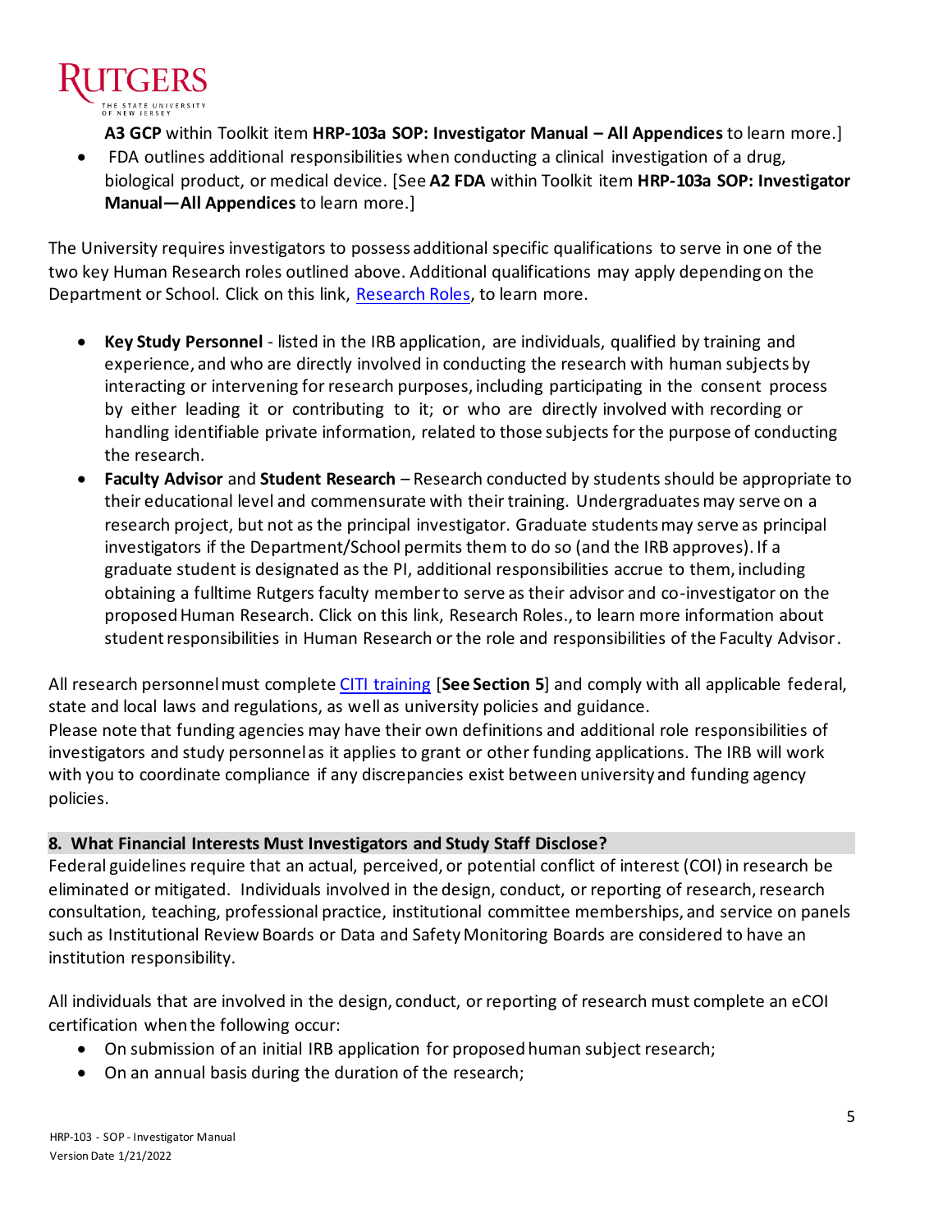**A3 GCP** within Toolkit item **HRP-103a SOP: Investigator Manual – All Appendices** to learn more.]

- FDA outlines additional responsibilities when conducting a clinical investigation of a drug, biological product, or medical device. [See **A2 FDA** within Toolkit item **HRP-103a SOP: Investigator Manual—All Appendices** to learn more.]

The University requires investigators to possess additional specific qualifications to serve in one of the two key Human Research roles outlined above. Additional qualifications may apply depending on the Department or School. Click on this link, Research Roles, to learn more.

- **Key Study Personnel** - listed in the IRB application, are individuals, qualified by training and experience, and who are directly involved in conducting the research with human subjects by interacting or intervening for research purposes, including participating in the consent process by either leading it or contributing to it; or who are directly involved with recording or handling identifiable private information, related to those subjects for the purpose of conducting the research.
- **Faculty Advisor** and **Student Research** – Research conducted by students should be appropriate to their educational level and commensurate with their training. Undergraduates may serve on a research project, but not as the principal investigator. Graduate students may serve as principal investigators if the Department/School permits them to do so (and the IRB approves). If a graduate student is designated as the PI, additional responsibilities accrue to them, including obtaining a fulltime Rutgers faculty member to serve as their advisor and co-investigator on the proposed Human Research. Click on this link, Research Roles., to learn more information about student responsibilities in Human Research or the role and responsibilities of the Faculty Advisor.

All research personnel must complete CITI training [**See Section 5**] and comply with all applicable federal, state and local laws and regulations, as well as university policies and guidance.
Please note that funding agencies may have their own definitions and additional role responsibilities of investigators and study personnel as it applies to grant or other funding applications. The IRB will work with you to coordinate compliance if any discrepancies exist between university and funding agency policies.

## 8. What Financial Interests Must Investigators and Study Staff Disclose?

Federal guidelines require that an actual, perceived, or potential conflict of interest (COI) in research be eliminated or mitigated. Individuals involved in the design, conduct, or reporting of research, research consultation, teaching, professional practice, institutional committee memberships, and service on panels such as Institutional Review Boards or Data and Safety Monitoring Boards are considered to have an institution responsibility.

All individuals that are involved in the design, conduct, or reporting of research must complete an eCOI certification when the following occur:

- On submission of an initial IRB application for proposed human subject research;
- On an annual basis during the duration of the research;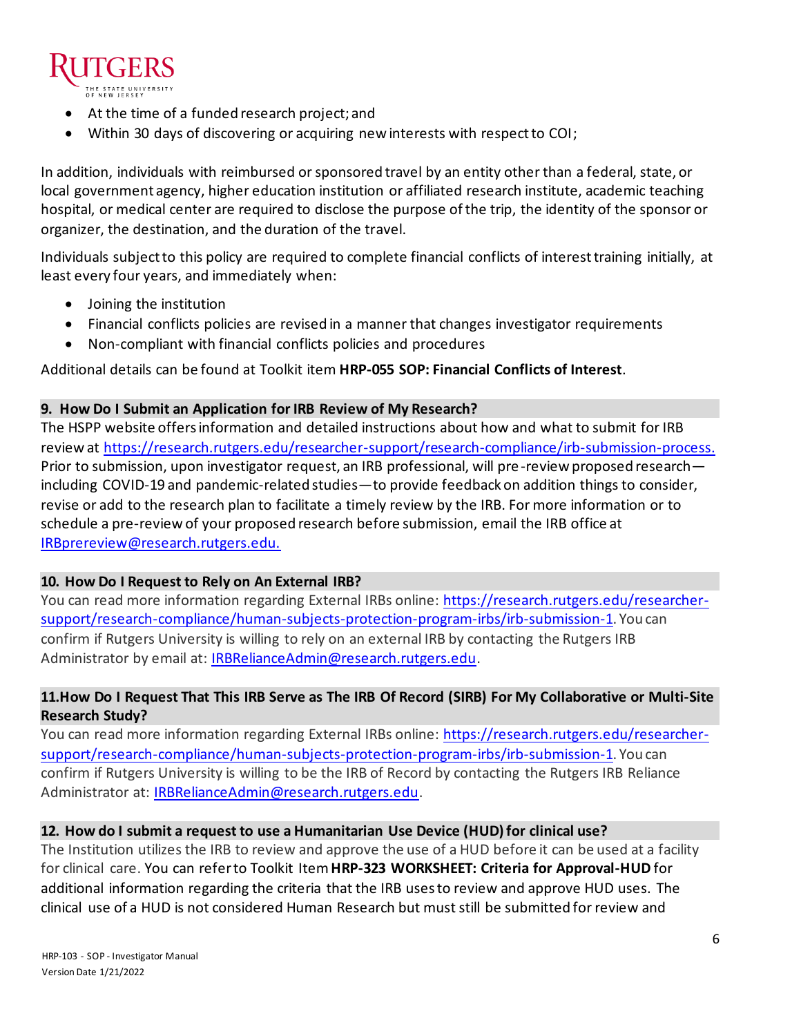- At the time of a funded research project; and
- Within 30 days of discovering or acquiring new interests with respect to COI;

In addition, individuals with reimbursed or sponsored travel by an entity other than a federal, state, or local government agency, higher education institution or affiliated research institute, academic teaching hospital, or medical center are required to disclose the purpose of the trip, the identity of the sponsor or organizer, the destination, and the duration of the travel.

Individuals subject to this policy are required to complete financial conflicts of interest training initially, at least every four years, and immediately when:

- Joining the institution
- Financial conflicts policies are revised in a manner that changes investigator requirements
- Non-compliant with financial conflicts policies and procedures

Additional details can be found at Toolkit item **HRP-055 SOP: Financial Conflicts of Interest**.

### 9. How Do I Submit an Application for IRB Review of My Research?

The HSPP website offers information and detailed instructions about how and what to submit for IRB review at https://research.rutgers.edu/researcher-support/research-compliance/irb-submission-process. Prior to submission, upon investigator request, an IRB professional, will pre-review proposed research—including COVID-19 and pandemic-related studies—to provide feedback on addition things to consider, revise or add to the research plan to facilitate a timely review by the IRB. For more information or to schedule a pre-review of your proposed research before submission, email the IRB office at IRBprereview@research.rutgers.edu.

### 10. How Do I Request to Rely on An External IRB?

You can read more information regarding External IRBs online: https://research.rutgers.edu/researcher-support/research-compliance/human-subjects-protection-program-irbs/irb-submission-1. You can confirm if Rutgers University is willing to rely on an external IRB by contacting the Rutgers IRB Administrator by email at: IRBRelianceAdmin@research.rutgers.edu.

### 11. How Do I Request That This IRB Serve as The IRB Of Record (SIRB) For My Collaborative or Multi-Site Research Study?

You can read more information regarding External IRBs online: https://research.rutgers.edu/researcher-support/research-compliance/human-subjects-protection-program-irbs/irb-submission-1. You can confirm if Rutgers University is willing to be the IRB of Record by contacting the Rutgers IRB Reliance Administrator at: IRBRelianceAdmin@research.rutgers.edu.

### 12. How do I submit a request to use a Humanitarian Use Device (HUD) for clinical use?

The Institution utilizes the IRB to review and approve the use of a HUD before it can be used at a facility for clinical care. You can refer to Toolkit Item **HRP-323 WORKSHEET: Criteria for Approval-HUD** for additional information regarding the criteria that the IRB uses to review and approve HUD uses. The clinical use of a HUD is not considered Human Research but must still be submitted for review and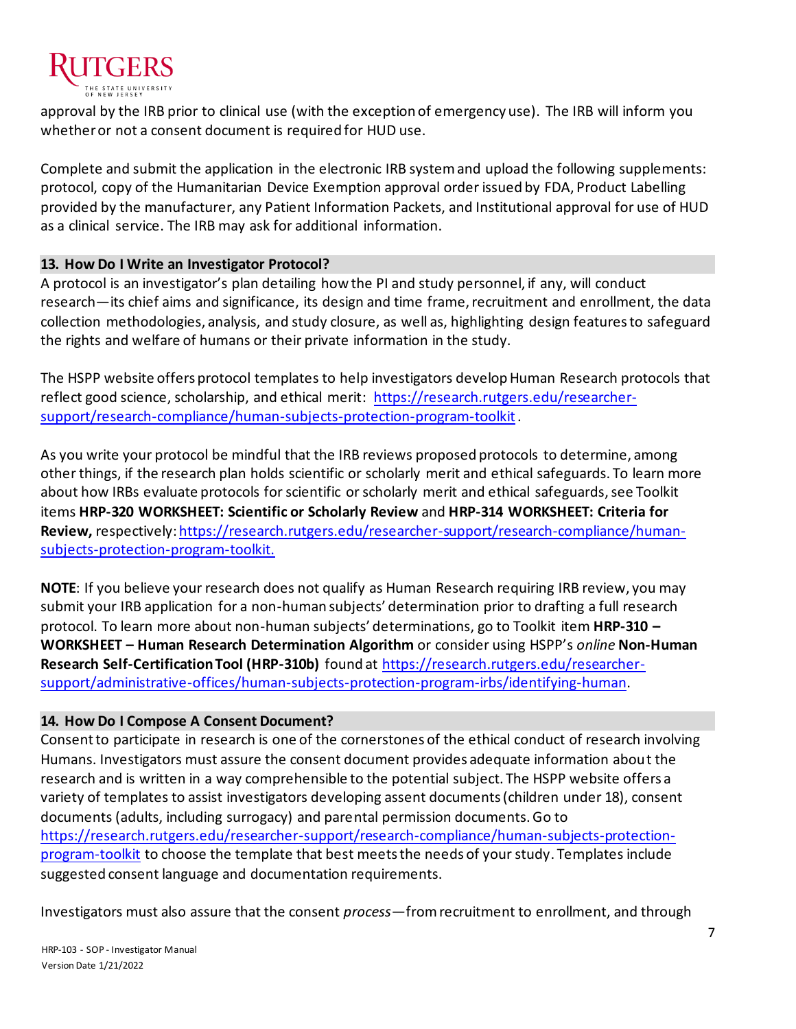approval by the IRB prior to clinical use (with the exception of emergency use). The IRB will inform you whether or not a consent document is required for HUD use.

Complete and submit the application in the electronic IRB system and upload the following supplements: protocol, copy of the Humanitarian Device Exemption approval order issued by FDA, Product Labelling provided by the manufacturer, any Patient Information Packets, and Institutional approval for use of HUD as a clinical service. The IRB may ask for additional information.

## 13. How Do I Write an Investigator Protocol?

A protocol is an investigator's plan detailing how the PI and study personnel, if any, will conduct research—its chief aims and significance, its design and time frame, recruitment and enrollment, the data collection methodologies, analysis, and study closure, as well as, highlighting design features to safeguard the rights and welfare of humans or their private information in the study.

The HSPP website offers protocol templates to help investigators develop Human Research protocols that reflect good science, scholarship, and ethical merit: https://research.rutgers.edu/researcher-support/research-compliance/human-subjects-protection-program-toolkit .

As you write your protocol be mindful that the IRB reviews proposed protocols to determine, among other things, if the research plan holds scientific or scholarly merit and ethical safeguards. To learn more about how IRBs evaluate protocols for scientific or scholarly merit and ethical safeguards, see Toolkit items **HRP-320 WORKSHEET: Scientific or Scholarly Review** and **HRP-314 WORKSHEET: Criteria for Review,** respectively: https://research.rutgers.edu/researcher-support/research-compliance/human-subjects-protection-program-toolkit.

**NOTE**: If you believe your research does not qualify as Human Research requiring IRB review, you may submit your IRB application for a non-human subjects' determination prior to drafting a full research protocol. To learn more about non-human subjects' determinations, go to Toolkit item **HRP-310 – WORKSHEET – Human Research Determination Algorithm** or consider using HSPP's *online* **Non-Human Research Self-Certification Tool (HRP-310b)** found at https://research.rutgers.edu/researcher-support/administrative-offices/human-subjects-protection-program-irbs/identifying-human.

## 14. How Do I Compose A Consent Document?

Consent to participate in research is one of the cornerstones of the ethical conduct of research involving Humans. Investigators must assure the consent document provides adequate information about the research and is written in a way comprehensible to the potential subject. The HSPP website offers a variety of templates to assist investigators developing assent documents (children under 18), consent documents (adults, including surrogacy) and parental permission documents. Go to https://research.rutgers.edu/researcher-support/research-compliance/human-subjects-protection-program-toolkit to choose the template that best meets the needs of your study. Templates include suggested consent language and documentation requirements.

Investigators must also assure that the consent *process*—from recruitment to enrollment, and through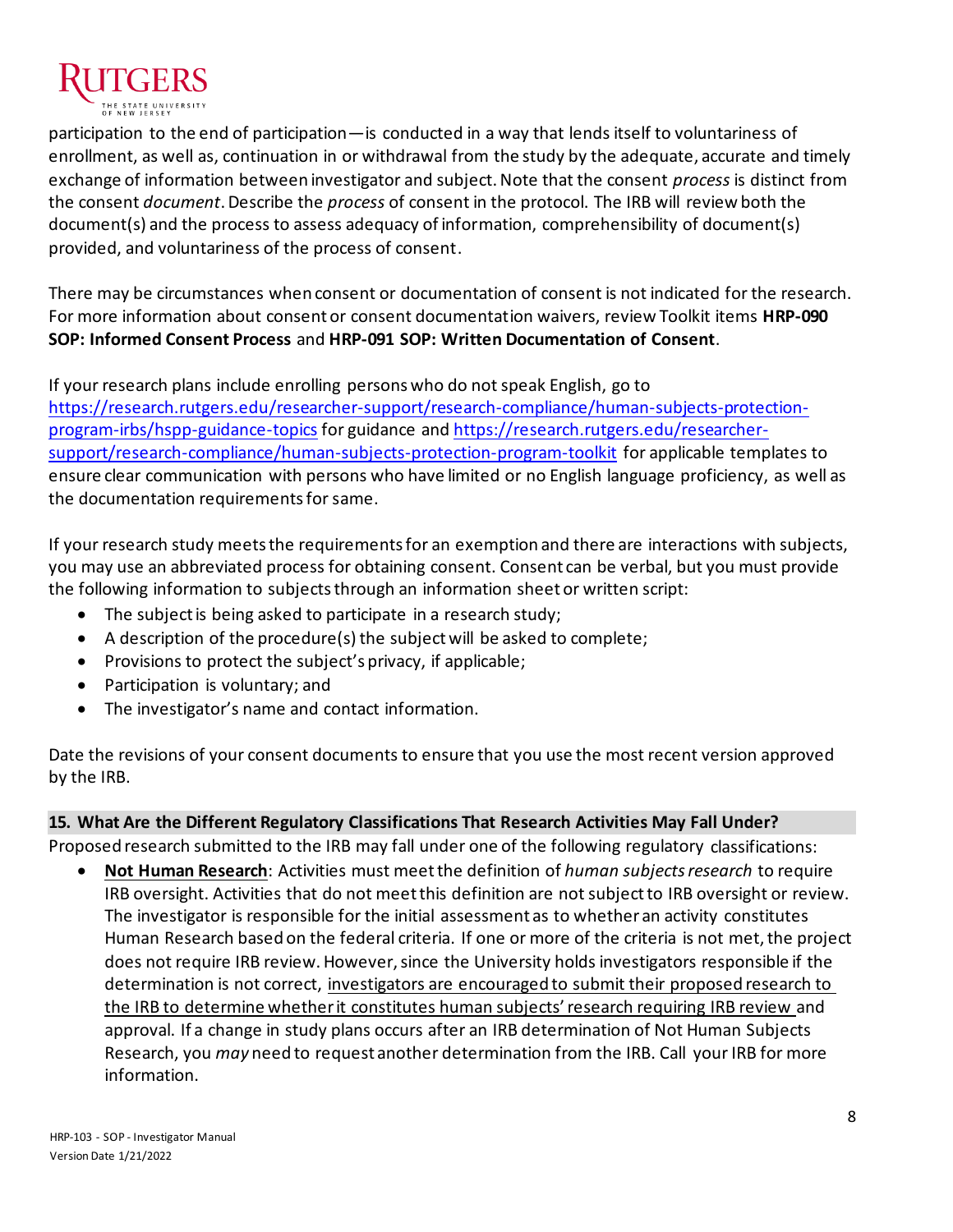participation to the end of participation—is conducted in a way that lends itself to voluntariness of enrollment, as well as, continuation in or withdrawal from the study by the adequate, accurate and timely exchange of information between investigator and subject. Note that the consent *process* is distinct from the consent *document*. Describe the *process* of consent in the protocol. The IRB will review both the document(s) and the process to assess adequacy of information, comprehensibility of document(s) provided, and voluntariness of the process of consent.

There may be circumstances when consent or documentation of consent is not indicated for the research. For more information about consent or consent documentation waivers, review Toolkit items **HRP-090 SOP: Informed Consent Process** and **HRP-091 SOP: Written Documentation of Consent**.

If your research plans include enrolling persons who do not speak English, go to [https://research.rutgers.edu/researcher-support/research-compliance/human-subjects-protection-program-irbs/hspp-guidance-topics](https://research.rutgers.edu/researcher-support/research-compliance/human-subjects-protection-program-irbs/hspp-guidance-topics) for guidance and [https://research.rutgers.edu/researcher-support/research-compliance/human-subjects-protection-program-toolkit](https://research.rutgers.edu/researcher-support/research-compliance/human-subjects-protection-program-toolkit) for applicable templates to ensure clear communication with persons who have limited or no English language proficiency, as well as the documentation requirements for same.

If your research study meets the requirements for an exemption and there are interactions with subjects, you may use an abbreviated process for obtaining consent. Consent can be verbal, but you must provide the following information to subjects through an information sheet or written script:

- The subject is being asked to participate in a research study;
- A description of the procedure(s) the subject will be asked to complete;
- Provisions to protect the subject's privacy, if applicable;
- Participation is voluntary; and
- The investigator's name and contact information.

Date the revisions of your consent documents to ensure that you use the most recent version approved by the IRB.

## 15. What Are the Different Regulatory Classifications That Research Activities May Fall Under?

Proposed research submitted to the IRB may fall under one of the following regulatory classifications:

- **Not Human Research**: Activities must meet the definition of *human subjects research* to require IRB oversight. Activities that do not meet this definition are not subject to IRB oversight or review. The investigator is responsible for the initial assessment as to whether an activity constitutes Human Research based on the federal criteria. If one or more of the criteria is not met, the project does not require IRB review. However, since the University holds investigators responsible if the determination is not correct, investigators are encouraged to submit their proposed research to the IRB to determine whether it constitutes human subjects' research requiring IRB review and approval. If a change in study plans occurs after an IRB determination of Not Human Subjects Research, you *may* need to request another determination from the IRB. Call your IRB for more information.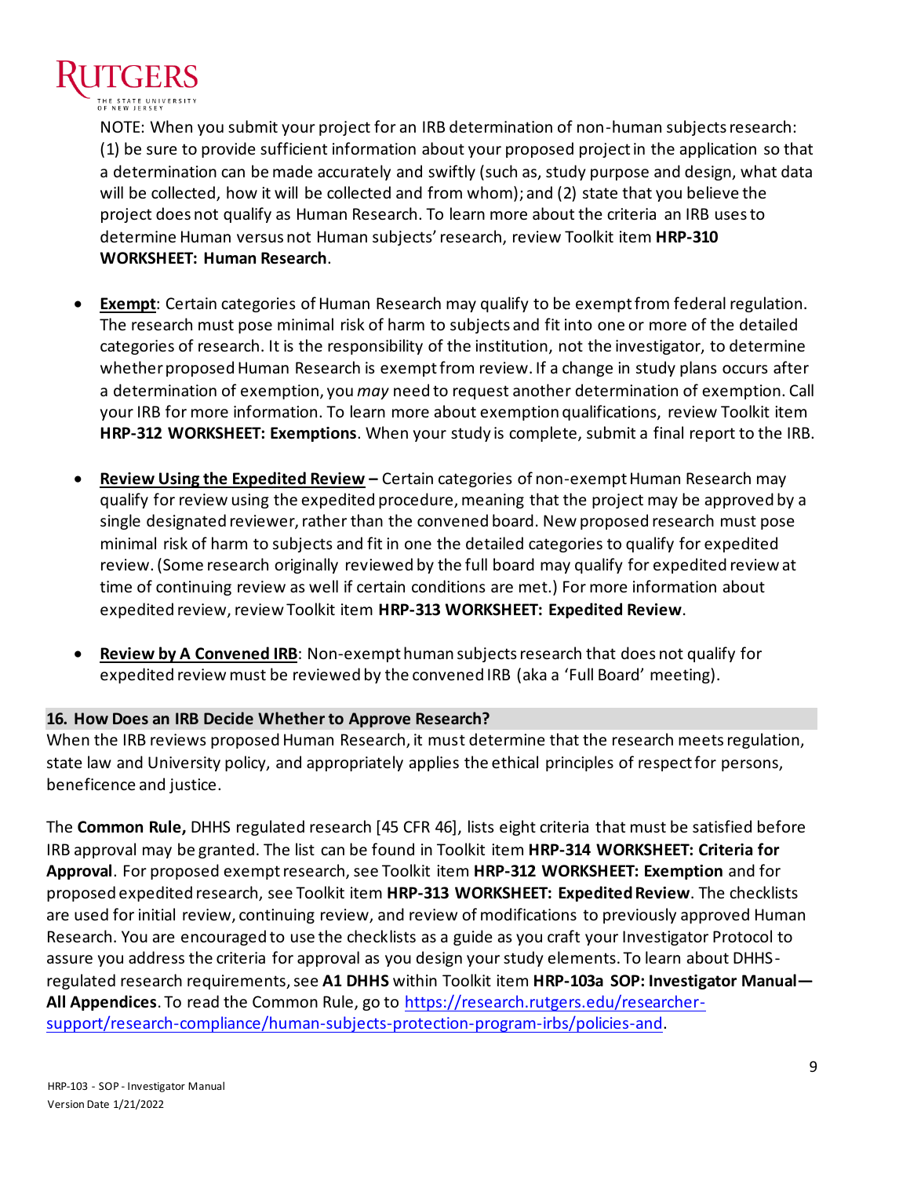NOTE: When you submit your project for an IRB determination of non-human subjects research: (1) be sure to provide sufficient information about your proposed project in the application so that a determination can be made accurately and swiftly (such as, study purpose and design, what data will be collected, how it will be collected and from whom); and (2) state that you believe the project does not qualify as Human Research. To learn more about the criteria an IRB uses to determine Human versus not Human subjects' research, review Toolkit item **HRP-310 WORKSHEET: Human Research**.

- **Exempt**: Certain categories of Human Research may qualify to be exempt from federal regulation. The research must pose minimal risk of harm to subjects and fit into one or more of the detailed categories of research. It is the responsibility of the institution, not the investigator, to determine whether proposed Human Research is exempt from review. If a change in study plans occurs after a determination of exemption, you *may* need to request another determination of exemption. Call your IRB for more information. To learn more about exemption qualifications, review Toolkit item **HRP-312 WORKSHEET: Exemptions**. When your study is complete, submit a final report to the IRB.

- **Review Using the Expedited Review –** Certain categories of non-exempt Human Research may qualify for review using the expedited procedure, meaning that the project may be approved by a single designated reviewer, rather than the convened board. New proposed research must pose minimal risk of harm to subjects and fit in one the detailed categories to qualify for expedited review. (Some research originally reviewed by the full board may qualify for expedited review at time of continuing review as well if certain conditions are met.) For more information about expedited review, review Toolkit item **HRP-313 WORKSHEET: Expedited Review**.

- **Review by A Convened IRB**: Non-exempt human subjects research that does not qualify for expedited review must be reviewed by the convened IRB (aka a 'Full Board' meeting).

## 16. How Does an IRB Decide Whether to Approve Research?

When the IRB reviews proposed Human Research, it must determine that the research meets regulation, state law and University policy, and appropriately applies the ethical principles of respect for persons, beneficence and justice.

The **Common Rule,** DHHS regulated research [45 CFR 46], lists eight criteria that must be satisfied before IRB approval may be granted. The list can be found in Toolkit item **HRP-314 WORKSHEET: Criteria for Approval**. For proposed exempt research, see Toolkit item **HRP-312 WORKSHEET: Exemption** and for proposed expedited research, see Toolkit item **HRP-313 WORKSHEET: Expedited Review**. The checklists are used for initial review, continuing review, and review of modifications to previously approved Human Research. You are encouraged to use the checklists as a guide as you craft your Investigator Protocol to assure you address the criteria for approval as you design your study elements. To learn about DHHS-regulated research requirements, see **A1 DHHS** within Toolkit item **HRP-103a SOP: Investigator Manual—All Appendices**. To read the Common Rule, go to https://research.rutgers.edu/researcher-support/research-compliance/human-subjects-protection-program-irbs/policies-and.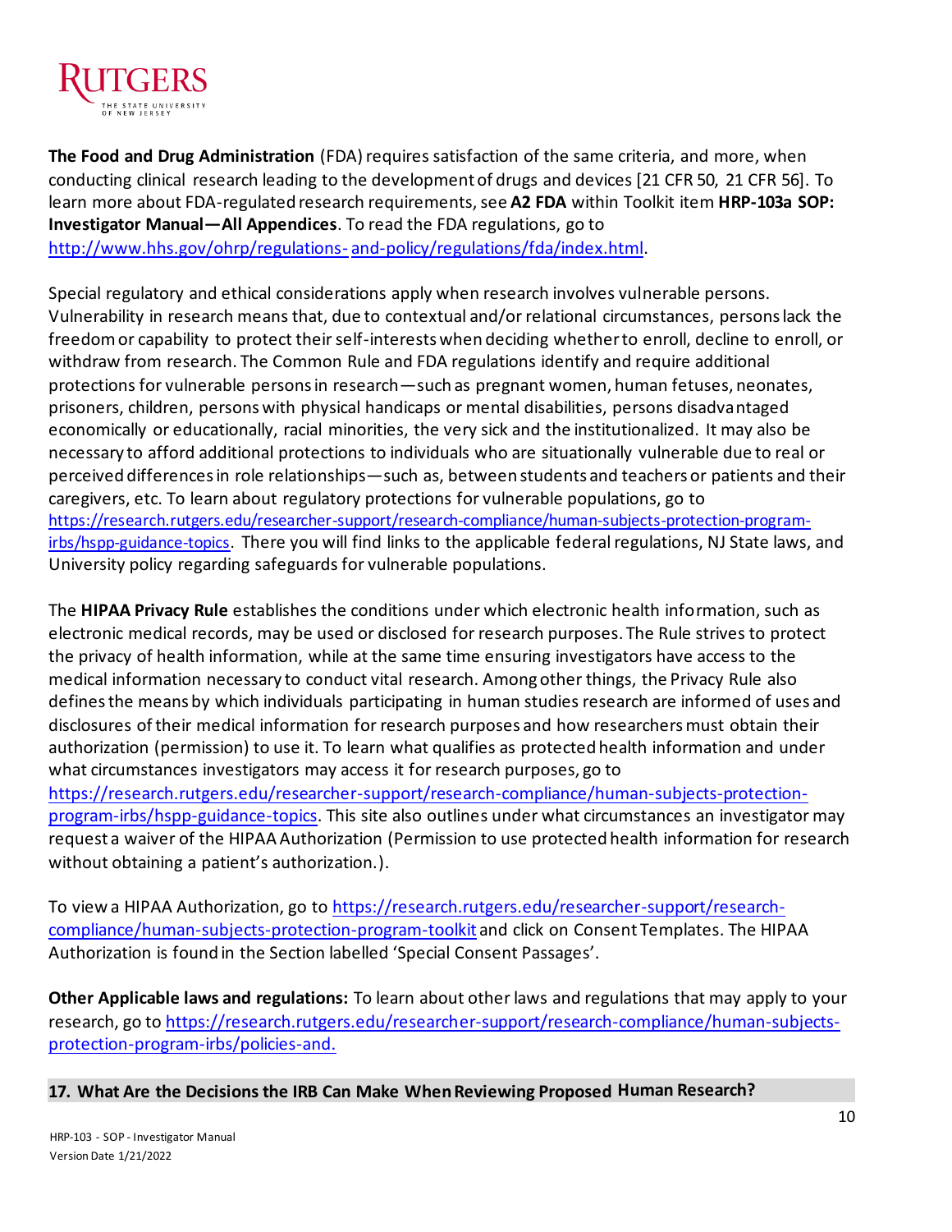**The Food and Drug Administration** (FDA) requires satisfaction of the same criteria, and more, when conducting clinical research leading to the development of drugs and devices [21 CFR 50, 21 CFR 56]. To learn more about FDA-regulated research requirements, see **A2 FDA** within Toolkit item **HRP-103a SOP: Investigator Manual—All Appendices**. To read the FDA regulations, go to [http://www.hhs.gov/ohrp/regulations-and-policy/regulations/fda/index.html](http://www.hhs.gov/ohrp/regulations-and-policy/regulations/fda/index.html).

Special regulatory and ethical considerations apply when research involves vulnerable persons. Vulnerability in research means that, due to contextual and/or relational circumstances, persons lack the freedom or capability to protect their self-interests when deciding whether to enroll, decline to enroll, or withdraw from research. The Common Rule and FDA regulations identify and require additional protections for vulnerable persons in research—such as pregnant women, human fetuses, neonates, prisoners, children, persons with physical handicaps or mental disabilities, persons disadvantaged economically or educationally, racial minorities, the very sick and the institutionalized. It may also be necessary to afford additional protections to individuals who are situationally vulnerable due to real or perceived differences in role relationships—such as, between students and teachers or patients and their caregivers, etc. To learn about regulatory protections for vulnerable populations, go to [https://research.rutgers.edu/researcher-support/research-compliance/human-subjects-protection-program-irbs/hspp-guidance-topics](https://research.rutgers.edu/researcher-support/research-compliance/human-subjects-protection-program-irbs/hspp-guidance-topics). There you will find links to the applicable federal regulations, NJ State laws, and University policy regarding safeguards for vulnerable populations.

The **HIPAA Privacy Rule** establishes the conditions under which electronic health information, such as electronic medical records, may be used or disclosed for research purposes. The Rule strives to protect the privacy of health information, while at the same time ensuring investigators have access to the medical information necessary to conduct vital research. Among other things, the Privacy Rule also defines the means by which individuals participating in human studies research are informed of uses and disclosures of their medical information for research purposes and how researchers must obtain their authorization (permission) to use it. To learn what qualifies as protected health information and under what circumstances investigators may access it for research purposes, go to [https://research.rutgers.edu/researcher-support/research-compliance/human-subjects-protection-program-irbs/hspp-guidance-topics](https://research.rutgers.edu/researcher-support/research-compliance/human-subjects-protection-program-irbs/hspp-guidance-topics). This site also outlines under what circumstances an investigator may request a waiver of the HIPAA Authorization (Permission to use protected health information for research without obtaining a patient's authorization.).

To view a HIPAA Authorization, go to [https://research.rutgers.edu/researcher-support/research-compliance/human-subjects-protection-program-toolkit](https://research.rutgers.edu/researcher-support/research-compliance/human-subjects-protection-program-toolkit) and click on Consent Templates. The HIPAA Authorization is found in the Section labelled 'Special Consent Passages'.

**Other Applicable laws and regulations:** To learn about other laws and regulations that may apply to your research, go to [https://research.rutgers.edu/researcher-support/research-compliance/human-subjects-protection-program-irbs/policies-and.](https://research.rutgers.edu/researcher-support/research-compliance/human-subjects-protection-program-irbs/policies-and)

## 17. What Are the Decisions the IRB Can Make When Reviewing Proposed Human Research?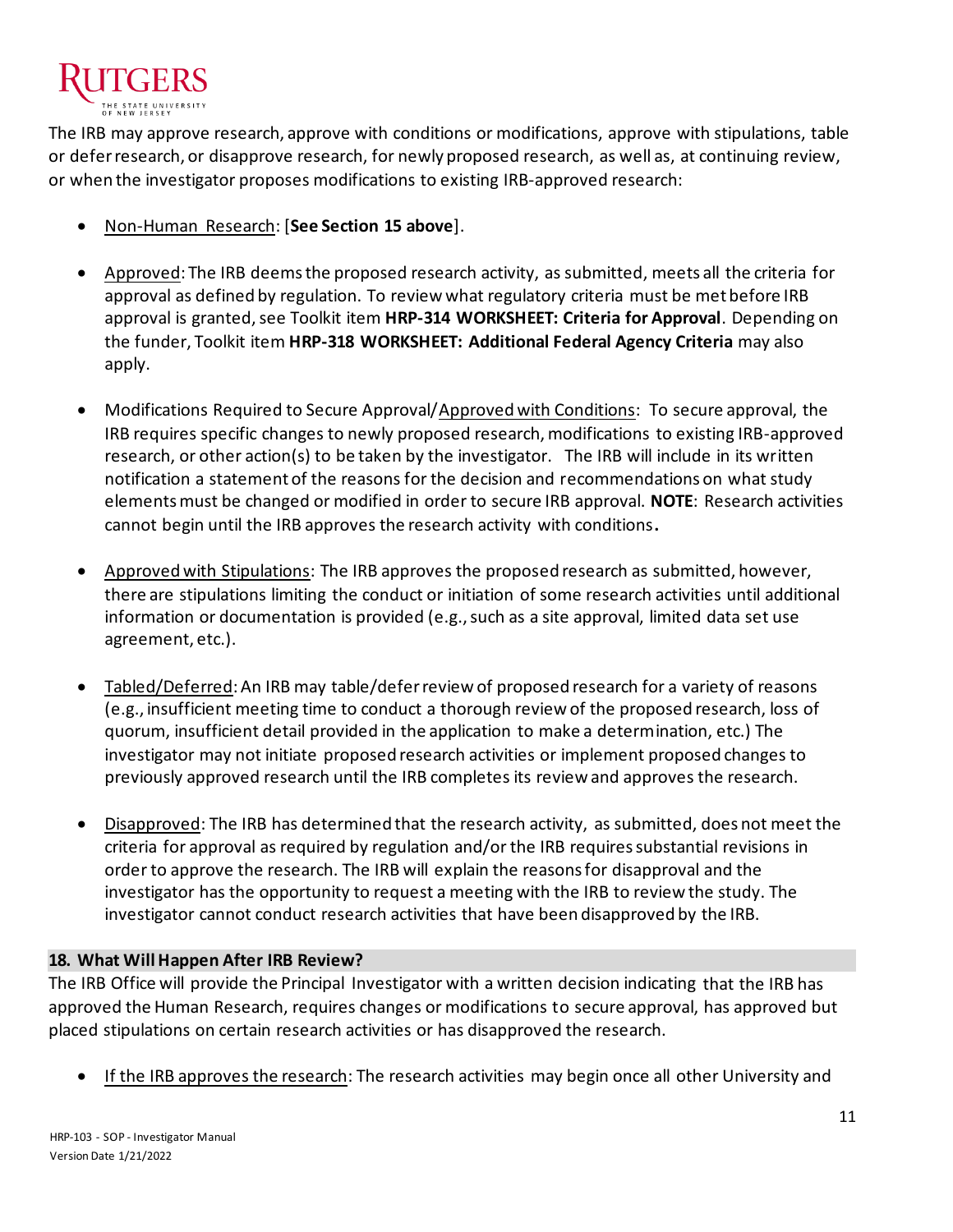The IRB may approve research, approve with conditions or modifications, approve with stipulations, table or defer research, or disapprove research, for newly proposed research, as well as, at continuing review, or when the investigator proposes modifications to existing IRB-approved research:

- Non-Human Research: [**See Section 15 above**].
- Approved: The IRB deems the proposed research activity, as submitted, meets all the criteria for approval as defined by regulation. To review what regulatory criteria must be met before IRB approval is granted, see Toolkit item **HRP-314 WORKSHEET: Criteria for Approval**. Depending on the funder, Toolkit item **HRP-318 WORKSHEET: Additional Federal Agency Criteria** may also apply.
- Modifications Required to Secure Approval/Approved with Conditions: To secure approval, the IRB requires specific changes to newly proposed research, modifications to existing IRB-approved research, or other action(s) to be taken by the investigator. The IRB will include in its written notification a statement of the reasons for the decision and recommendations on what study elements must be changed or modified in order to secure IRB approval. **NOTE**: Research activities cannot begin until the IRB approves the research activity with conditions**.**
- Approved with Stipulations: The IRB approves the proposed research as submitted, however, there are stipulations limiting the conduct or initiation of some research activities until additional information or documentation is provided (e.g., such as a site approval, limited data set use agreement, etc.).
- Tabled/Deferred: An IRB may table/defer review of proposed research for a variety of reasons (e.g., insufficient meeting time to conduct a thorough review of the proposed research, loss of quorum, insufficient detail provided in the application to make a determination, etc.) The investigator may not initiate proposed research activities or implement proposed changes to previously approved research until the IRB completes its review and approves the research.
- Disapproved: The IRB has determined that the research activity, as submitted, does not meet the criteria for approval as required by regulation and/or the IRB requires substantial revisions in order to approve the research. The IRB will explain the reasons for disapproval and the investigator has the opportunity to request a meeting with the IRB to review the study. The investigator cannot conduct research activities that have been disapproved by the IRB.

## 18. What Will Happen After IRB Review?

The IRB Office will provide the Principal Investigator with a written decision indicating that the IRB has approved the Human Research, requires changes or modifications to secure approval, has approved but placed stipulations on certain research activities or has disapproved the research.

- If the IRB approves the research: The research activities may begin once all other University and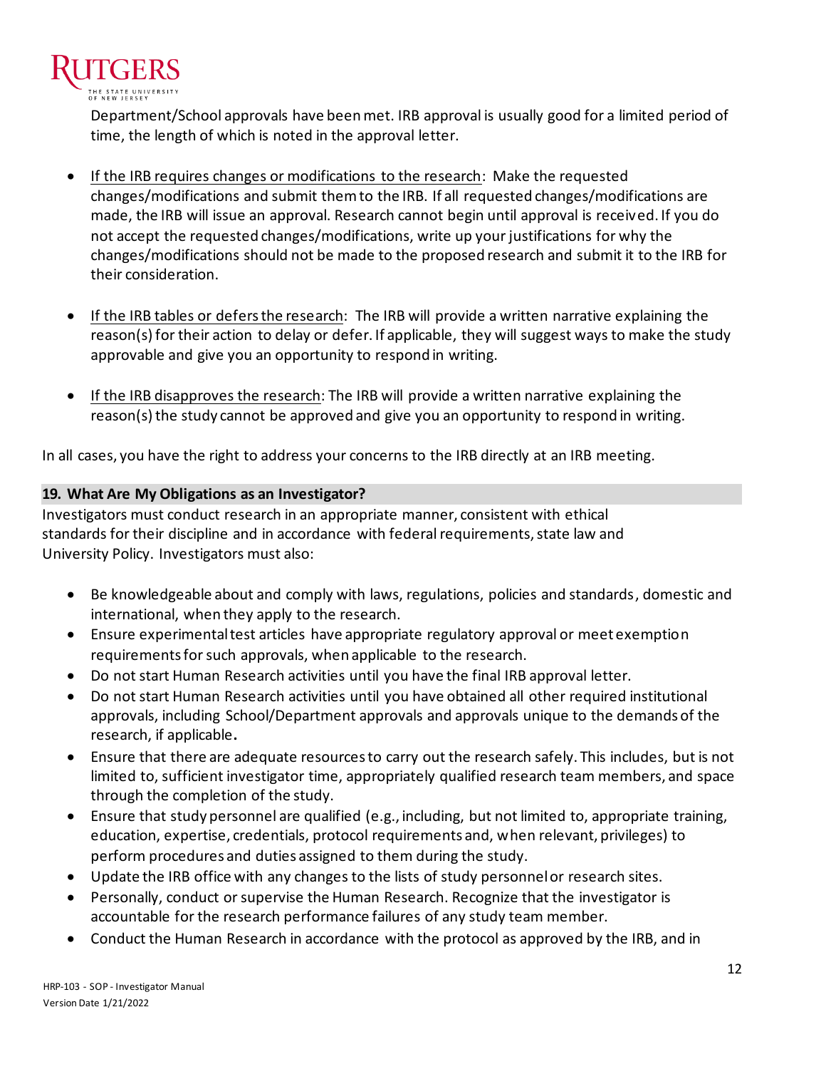Department/School approvals have been met. IRB approval is usually good for a limited period of time, the length of which is noted in the approval letter.

- If the IRB requires changes or modifications to the research: Make the requested changes/modifications and submit them to the IRB. If all requested changes/modifications are made, the IRB will issue an approval. Research cannot begin until approval is received. If you do not accept the requested changes/modifications, write up your justifications for why the changes/modifications should not be made to the proposed research and submit it to the IRB for their consideration.

- If the IRB tables or defers the research: The IRB will provide a written narrative explaining the reason(s) for their action to delay or defer. If applicable, they will suggest ways to make the study approvable and give you an opportunity to respond in writing.

- If the IRB disapproves the research: The IRB will provide a written narrative explaining the reason(s) the study cannot be approved and give you an opportunity to respond in writing.

In all cases, you have the right to address your concerns to the IRB directly at an IRB meeting.

## 19. What Are My Obligations as an Investigator?

Investigators must conduct research in an appropriate manner, consistent with ethical standards for their discipline and in accordance with federal requirements, state law and University Policy. Investigators must also:

- Be knowledgeable about and comply with laws, regulations, policies and standards, domestic and international, when they apply to the research.
- Ensure experimental test articles have appropriate regulatory approval or meet exemption requirements for such approvals, when applicable to the research.
- Do not start Human Research activities until you have the final IRB approval letter.
- Do not start Human Research activities until you have obtained all other required institutional approvals, including School/Department approvals and approvals unique to the demands of the research, if applicable.
- Ensure that there are adequate resources to carry out the research safely. This includes, but is not limited to, sufficient investigator time, appropriately qualified research team members, and space through the completion of the study.
- Ensure that study personnel are qualified (e.g., including, but not limited to, appropriate training, education, expertise, credentials, protocol requirements and, when relevant, privileges) to perform procedures and duties assigned to them during the study.
- Update the IRB office with any changes to the lists of study personnel or research sites.
- Personally, conduct or supervise the Human Research. Recognize that the investigator is accountable for the research performance failures of any study team member.
- Conduct the Human Research in accordance with the protocol as approved by the IRB, and in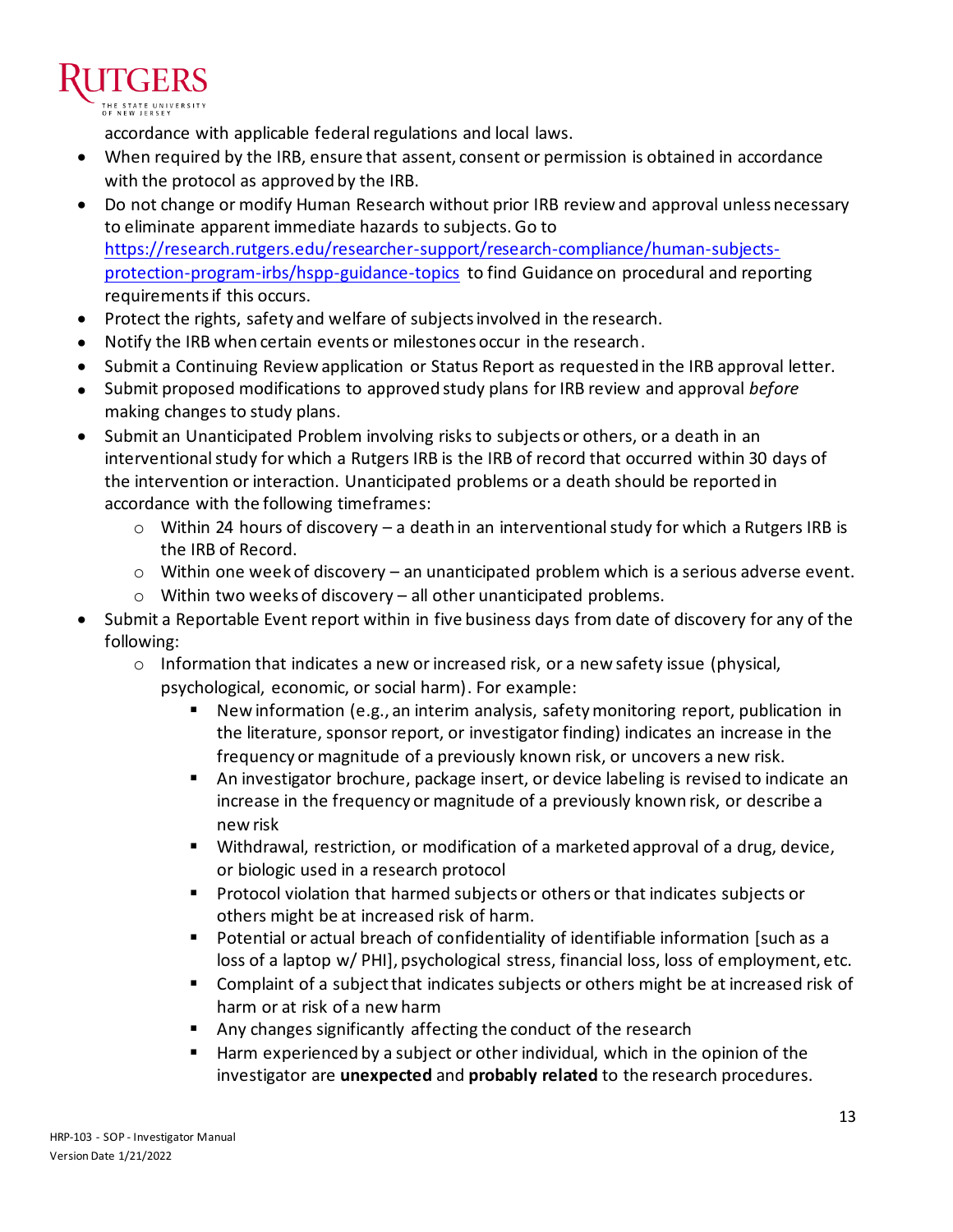accordance with applicable federal regulations and local laws.

- When required by the IRB, ensure that assent, consent or permission is obtained in accordance with the protocol as approved by the IRB.
- Do not change or modify Human Research without prior IRB review and approval unless necessary to eliminate apparent immediate hazards to subjects. Go to [https://research.rutgers.edu/researcher-support/research-compliance/human-subjects-protection-program-irbs/hspp-guidance-topics](https://research.rutgers.edu/researcher-support/research-compliance/human-subjects-protection-program-irbs/hspp-guidance-topics) to find Guidance on procedural and reporting requirements if this occurs.
- Protect the rights, safety and welfare of subjects involved in the research.
- Notify the IRB when certain events or milestones occur in the research.
- Submit a Continuing Review application or Status Report as requested in the IRB approval letter.
- Submit proposed modifications to approved study plans for IRB review and approval *before* making changes to study plans.
- Submit an Unanticipated Problem involving risks to subjects or others, or a death in an interventional study for which a Rutgers IRB is the IRB of record that occurred within 30 days of the intervention or interaction. Unanticipated problems or a death should be reported in accordance with the following timeframes:
  - Within 24 hours of discovery – a death in an interventional study for which a Rutgers IRB is the IRB of Record.
  - Within one week of discovery – an unanticipated problem which is a serious adverse event.
  - Within two weeks of discovery – all other unanticipated problems.
- Submit a Reportable Event report within in five business days from date of discovery for any of the following:
  - Information that indicates a new or increased risk, or a new safety issue (physical, psychological, economic, or social harm). For example:
    - New information (e.g., an interim analysis, safety monitoring report, publication in the literature, sponsor report, or investigator finding) indicates an increase in the frequency or magnitude of a previously known risk, or uncovers a new risk.
    - An investigator brochure, package insert, or device labeling is revised to indicate an increase in the frequency or magnitude of a previously known risk, or describe a new risk
    - Withdrawal, restriction, or modification of a marketed approval of a drug, device, or biologic used in a research protocol
    - Protocol violation that harmed subjects or others or that indicates subjects or others might be at increased risk of harm.
    - Potential or actual breach of confidentiality of identifiable information [such as a loss of a laptop w/ PHI], psychological stress, financial loss, loss of employment, etc.
    - Complaint of a subject that indicates subjects or others might be at increased risk of harm or at risk of a new harm
    - Any changes significantly affecting the conduct of the research
    - Harm experienced by a subject or other individual, which in the opinion of the investigator are **unexpected** and **probably related** to the research procedures.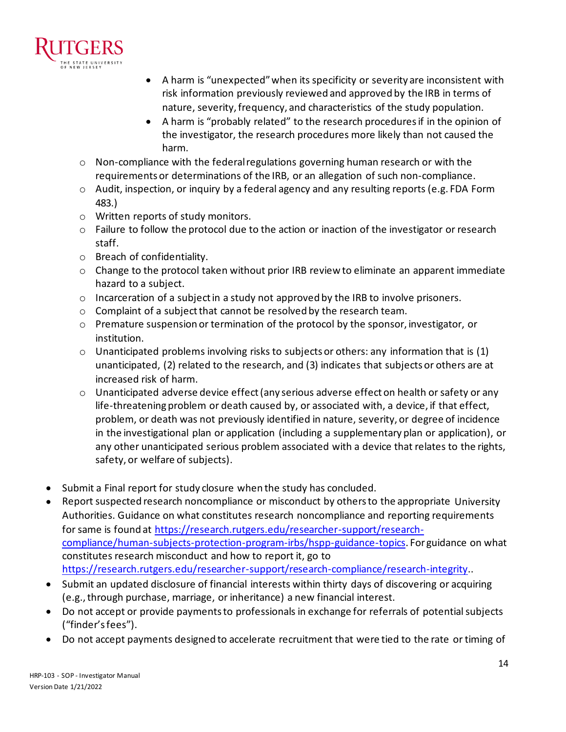- A harm is “unexpected” when its specificity or severity are inconsistent with risk information previously reviewed and approved by the IRB in terms of nature, severity, frequency, and characteristics of the study population.
        - A harm is “probably related” to the research procedures if in the opinion of the investigator, the research procedures more likely than not caused the harm.
    - Non-compliance with the federal regulations governing human research or with the requirements or determinations of the IRB, or an allegation of such non-compliance.
    - Audit, inspection, or inquiry by a federal agency and any resulting reports (e.g. FDA Form 483.)
    - Written reports of study monitors.
    - Failure to follow the protocol due to the action or inaction of the investigator or research staff.
    - Breach of confidentiality.
    - Change to the protocol taken without prior IRB review to eliminate an apparent immediate hazard to a subject.
    - Incarceration of a subject in a study not approved by the IRB to involve prisoners.
    - Complaint of a subject that cannot be resolved by the research team.
    - Premature suspension or termination of the protocol by the sponsor, investigator, or institution.
    - Unanticipated problems involving risks to subjects or others: any information that is (1) unanticipated, (2) related to the research, and (3) indicates that subjects or others are at increased risk of harm.
    - Unanticipated adverse device effect (any serious adverse effect on health or safety or any life-threatening problem or death caused by, or associated with, a device, if that effect, problem, or death was not previously identified in nature, severity, or degree of incidence in the investigational plan or application (including a supplementary plan or application), or any other unanticipated serious problem associated with a device that relates to the rights, safety, or welfare of subjects).

- Submit a Final report for study closure when the study has concluded.
- Report suspected research noncompliance or misconduct by others to the appropriate University Authorities. Guidance on what constitutes research noncompliance and reporting requirements for same is found at [https://research.rutgers.edu/researcher-support/research-compliance/human-subjects-protection-program-irbs/hspp-guidance-topics](https://research.rutgers.edu/researcher-support/research-compliance/human-subjects-protection-program-irbs/hspp-guidance-topics). For guidance on what constitutes research misconduct and how to report it, go to [https://research.rutgers.edu/researcher-support/research-compliance/research-integrity](https://research.rutgers.edu/researcher-support/research-compliance/research-integrity)..
- Submit an updated disclosure of financial interests within thirty days of discovering or acquiring (e.g., through purchase, marriage, or inheritance) a new financial interest.
- Do not accept or provide payments to professionals in exchange for referrals of potential subjects (“finder’s fees”).
- Do not accept payments designed to accelerate recruitment that were tied to the rate or timing of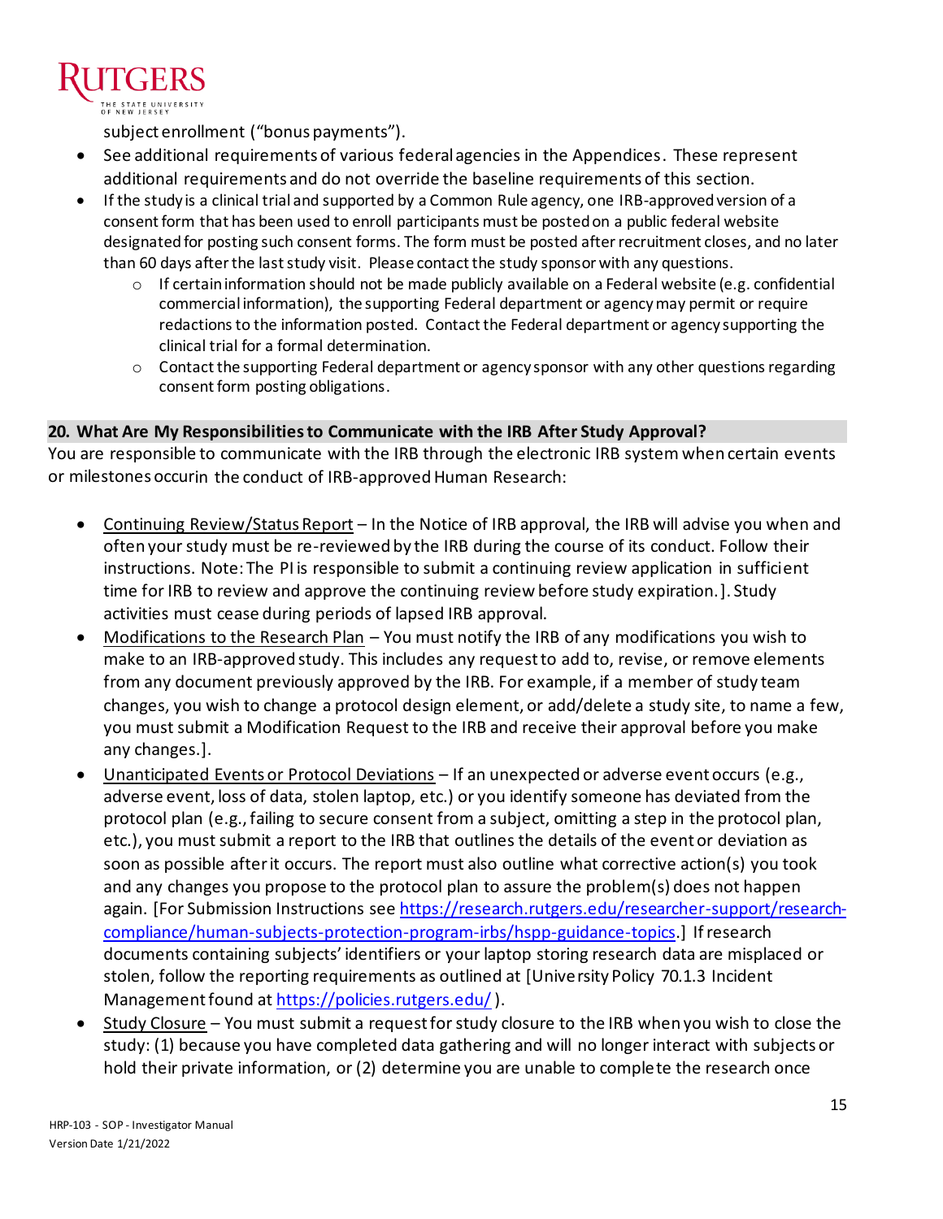subject enrollment ("bonus payments").

- See additional requirements of various federal agencies in the Appendices. These represent additional requirements and do not override the baseline requirements of this section.
- If the study is a clinical trial and supported by a Common Rule agency, one IRB-approved version of a consent form that has been used to enroll participants must be posted on a public federal website designated for posting such consent forms. The form must be posted after recruitment closes, and no later than 60 days after the last study visit. Please contact the study sponsor with any questions.
  - If certain information should not be made publicly available on a Federal website (e.g. confidential commercial information), the supporting Federal department or agency may permit or require redactions to the information posted. Contact the Federal department or agency supporting the clinical trial for a formal determination.
  - Contact the supporting Federal department or agency sponsor with any other questions regarding consent form posting obligations.

## 20. What Are My Responsibilities to Communicate with the IRB After Study Approval?

You are responsible to communicate with the IRB through the electronic IRB system when certain events or milestones occur in the conduct of IRB-approved Human Research:

- Continuing Review/Status Report – In the Notice of IRB approval, the IRB will advise you when and often your study must be re-reviewed by the IRB during the course of its conduct. Follow their instructions. Note: The PI is responsible to submit a continuing review application in sufficient time for IRB to review and approve the continuing review before study expiration.]. Study activities must cease during periods of lapsed IRB approval.
- Modifications to the Research Plan – You must notify the IRB of any modifications you wish to make to an IRB-approved study. This includes any request to add to, revise, or remove elements from any document previously approved by the IRB. For example, if a member of study team changes, you wish to change a protocol design element, or add/delete a study site, to name a few, you must submit a Modification Request to the IRB and receive their approval before you make any changes.].
- Unanticipated Events or Protocol Deviations – If an unexpected or adverse event occurs (e.g., adverse event, loss of data, stolen laptop, etc.) or you identify someone has deviated from the protocol plan (e.g., failing to secure consent from a subject, omitting a step in the protocol plan, etc.), you must submit a report to the IRB that outlines the details of the event or deviation as soon as possible after it occurs. The report must also outline what corrective action(s) you took and any changes you propose to the protocol plan to assure the problem(s) does not happen again. [For Submission Instructions see https://research.rutgers.edu/researcher-support/research-compliance/human-subjects-protection-program-irbs/hspp-guidance-topics.] If research documents containing subjects' identifiers or your laptop storing research data are misplaced or stolen, follow the reporting requirements as outlined at [University Policy 70.1.3 Incident Management found at https://policies.rutgers.edu/ ).
- Study Closure – You must submit a request for study closure to the IRB when you wish to close the study: (1) because you have completed data gathering and will no longer interact with subjects or hold their private information, or (2) determine you are unable to complete the research once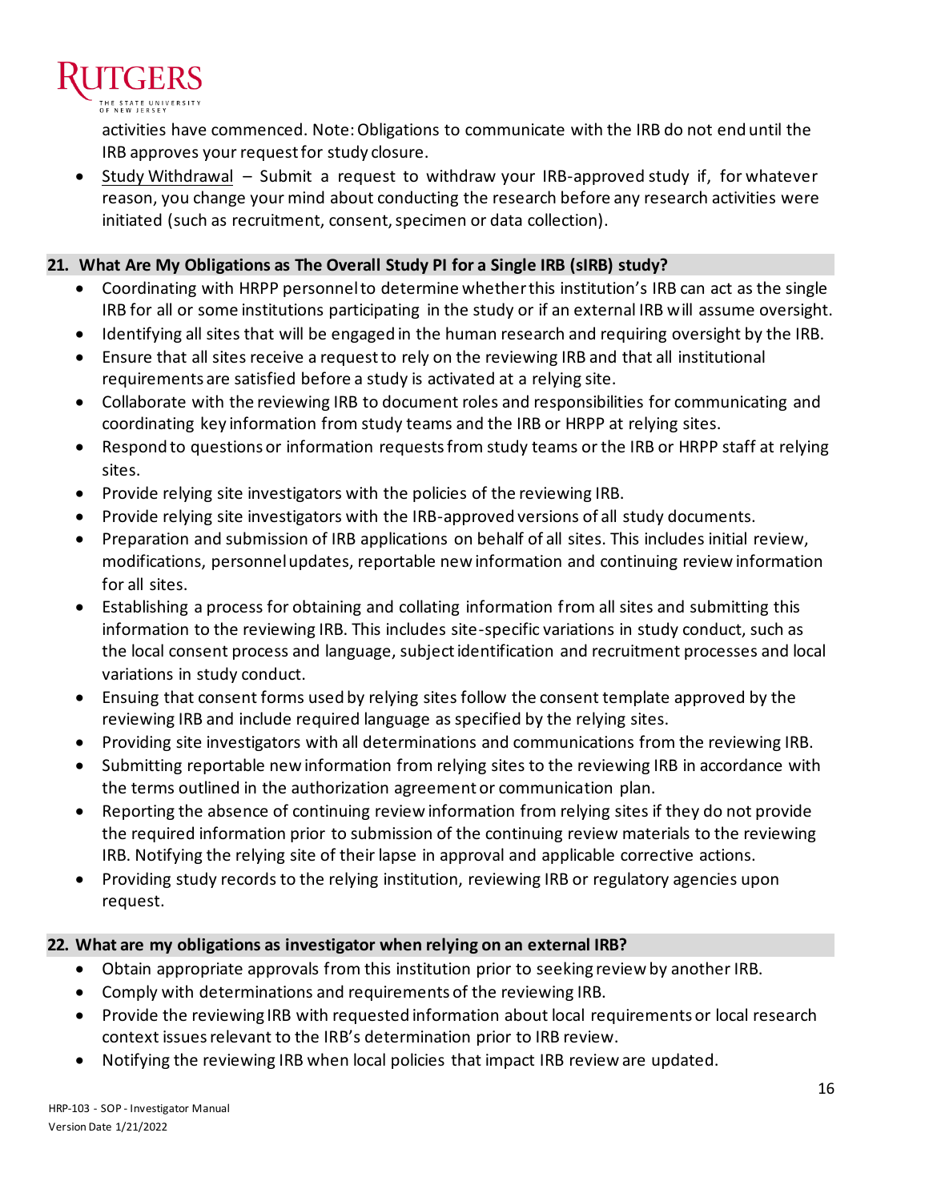activities have commenced. Note: Obligations to communicate with the IRB do not end until the IRB approves your request for study closure.

- Study Withdrawal – Submit a request to withdraw your IRB-approved study if, for whatever reason, you change your mind about conducting the research before any research activities were initiated (such as recruitment, consent, specimen or data collection).

### 21. What Are My Obligations as The Overall Study PI for a Single IRB (sIRB) study?

- Coordinating with HRPP personnel to determine whether this institution's IRB can act as the single IRB for all or some institutions participating in the study or if an external IRB will assume oversight.
- Identifying all sites that will be engaged in the human research and requiring oversight by the IRB.
- Ensure that all sites receive a request to rely on the reviewing IRB and that all institutional requirements are satisfied before a study is activated at a relying site.
- Collaborate with the reviewing IRB to document roles and responsibilities for communicating and coordinating key information from study teams and the IRB or HRPP at relying sites.
- Respond to questions or information requests from study teams or the IRB or HRPP staff at relying sites.
- Provide relying site investigators with the policies of the reviewing IRB.
- Provide relying site investigators with the IRB-approved versions of all study documents.
- Preparation and submission of IRB applications on behalf of all sites. This includes initial review, modifications, personnel updates, reportable new information and continuing review information for all sites.
- Establishing a process for obtaining and collating information from all sites and submitting this information to the reviewing IRB. This includes site-specific variations in study conduct, such as the local consent process and language, subject identification and recruitment processes and local variations in study conduct.
- Ensuing that consent forms used by relying sites follow the consent template approved by the reviewing IRB and include required language as specified by the relying sites.
- Providing site investigators with all determinations and communications from the reviewing IRB.
- Submitting reportable new information from relying sites to the reviewing IRB in accordance with the terms outlined in the authorization agreement or communication plan.
- Reporting the absence of continuing review information from relying sites if they do not provide the required information prior to submission of the continuing review materials to the reviewing IRB. Notifying the relying site of their lapse in approval and applicable corrective actions.
- Providing study records to the relying institution, reviewing IRB or regulatory agencies upon request.

### 22. What are my obligations as investigator when relying on an external IRB?

- Obtain appropriate approvals from this institution prior to seeking review by another IRB.
- Comply with determinations and requirements of the reviewing IRB.
- Provide the reviewing IRB with requested information about local requirements or local research context issues relevant to the IRB's determination prior to IRB review.
- Notifying the reviewing IRB when local policies that impact IRB review are updated.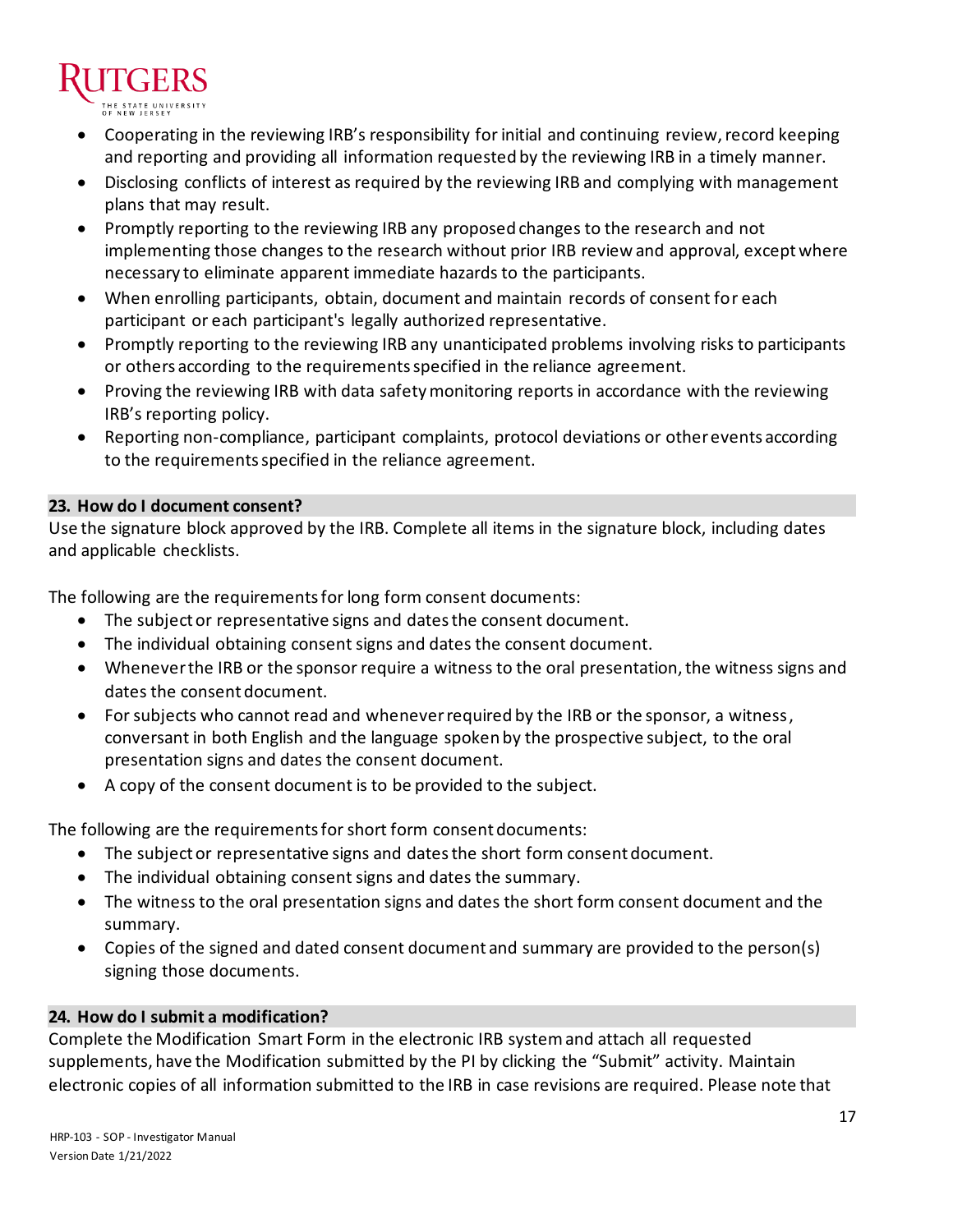- Cooperating in the reviewing IRB's responsibility for initial and continuing review, record keeping and reporting and providing all information requested by the reviewing IRB in a timely manner.
- Disclosing conflicts of interest as required by the reviewing IRB and complying with management plans that may result.
- Promptly reporting to the reviewing IRB any proposed changes to the research and not implementing those changes to the research without prior IRB review and approval, except where necessary to eliminate apparent immediate hazards to the participants.
- When enrolling participants, obtain, document and maintain records of consent for each participant or each participant's legally authorized representative.
- Promptly reporting to the reviewing IRB any unanticipated problems involving risks to participants or others according to the requirements specified in the reliance agreement.
- Proving the reviewing IRB with data safety monitoring reports in accordance with the reviewing IRB's reporting policy.
- Reporting non-compliance, participant complaints, protocol deviations or other events according to the requirements specified in the reliance agreement.

## 23. How do I document consent?

Use the signature block approved by the IRB. Complete all items in the signature block, including dates and applicable checklists.

The following are the requirements for long form consent documents:

- The subject or representative signs and dates the consent document.
- The individual obtaining consent signs and dates the consent document.
- Whenever the IRB or the sponsor require a witness to the oral presentation, the witness signs and dates the consent document.
- For subjects who cannot read and whenever required by the IRB or the sponsor, a witness, conversant in both English and the language spoken by the prospective subject, to the oral presentation signs and dates the consent document.
- A copy of the consent document is to be provided to the subject.

The following are the requirements for short form consent documents:

- The subject or representative signs and dates the short form consent document.
- The individual obtaining consent signs and dates the summary.
- The witness to the oral presentation signs and dates the short form consent document and the summary.
- Copies of the signed and dated consent document and summary are provided to the person(s) signing those documents.

## 24. How do I submit a modification?

Complete the Modification Smart Form in the electronic IRB system and attach all requested supplements, have the Modification submitted by the PI by clicking the "Submit" activity. Maintain electronic copies of all information submitted to the IRB in case revisions are required. Please note that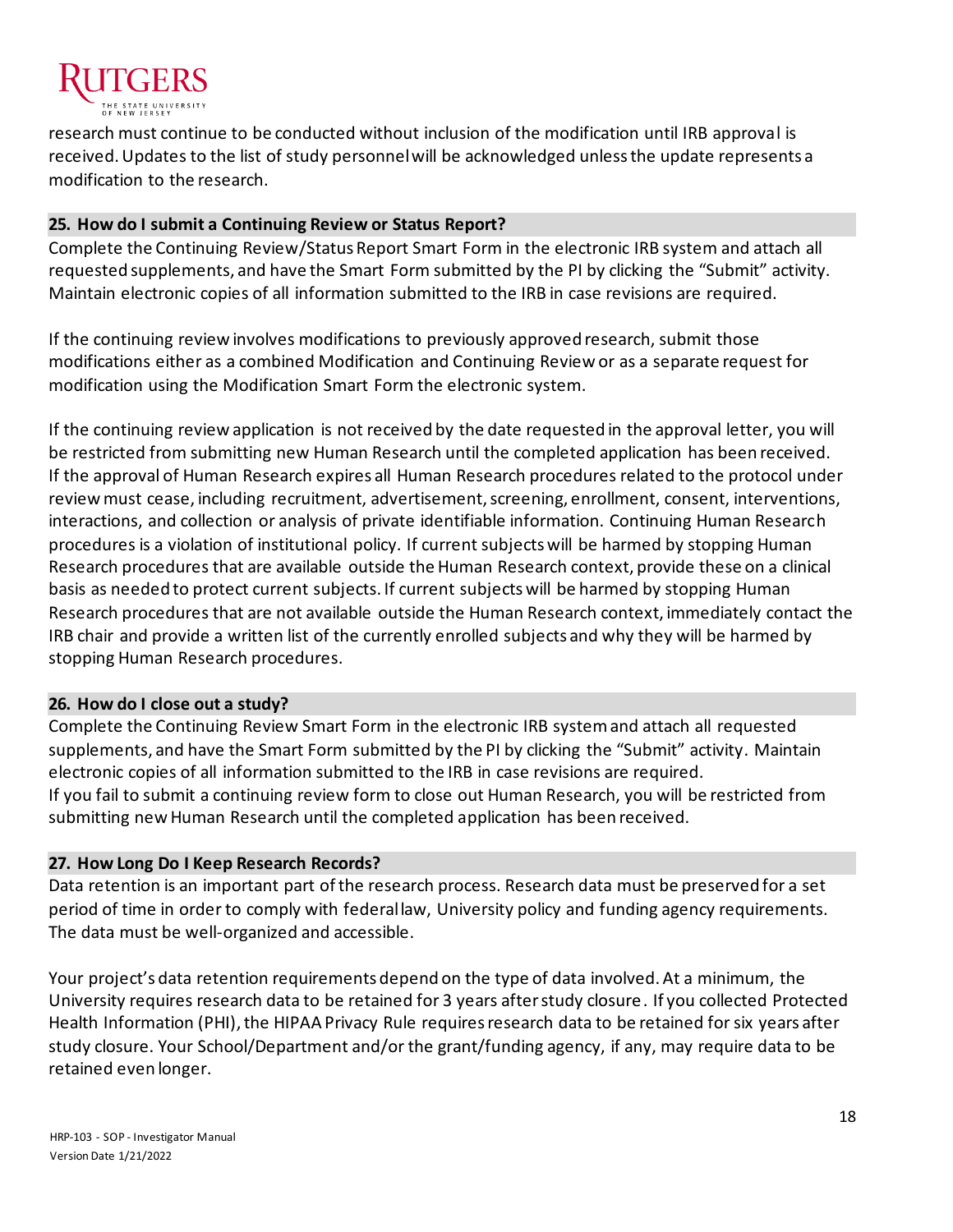research must continue to be conducted without inclusion of the modification until IRB approval is received. Updates to the list of study personnel will be acknowledged unless the update represents a modification to the research.

### 25. How do I submit a Continuing Review or Status Report?

Complete the Continuing Review/Status Report Smart Form in the electronic IRB system and attach all requested supplements, and have the Smart Form submitted by the PI by clicking the "Submit" activity. Maintain electronic copies of all information submitted to the IRB in case revisions are required.

If the continuing review involves modifications to previously approved research, submit those modifications either as a combined Modification and Continuing Review or as a separate request for modification using the Modification Smart Form the electronic system.

If the continuing review application is not received by the date requested in the approval letter, you will be restricted from submitting new Human Research until the completed application has been received. If the approval of Human Research expires all Human Research procedures related to the protocol under review must cease, including recruitment, advertisement, screening, enrollment, consent, interventions, interactions, and collection or analysis of private identifiable information. Continuing Human Research procedures is a violation of institutional policy. If current subjects will be harmed by stopping Human Research procedures that are available outside the Human Research context, provide these on a clinical basis as needed to protect current subjects. If current subjects will be harmed by stopping Human Research procedures that are not available outside the Human Research context, immediately contact the IRB chair and provide a written list of the currently enrolled subjects and why they will be harmed by stopping Human Research procedures.

### 26. How do I close out a study?

Complete the Continuing Review Smart Form in the electronic IRB system and attach all requested supplements, and have the Smart Form submitted by the PI by clicking the "Submit" activity. Maintain electronic copies of all information submitted to the IRB in case revisions are required.
If you fail to submit a continuing review form to close out Human Research, you will be restricted from submitting new Human Research until the completed application has been received.

### 27. How Long Do I Keep Research Records?

Data retention is an important part of the research process. Research data must be preserved for a set period of time in order to comply with federal law, University policy and funding agency requirements. The data must be well-organized and accessible.

Your project's data retention requirements depend on the type of data involved. At a minimum, the University requires research data to be retained for 3 years after study closure. If you collected Protected Health Information (PHI), the HIPAA Privacy Rule requires research data to be retained for six years after study closure. Your School/Department and/or the grant/funding agency, if any, may require data to be retained even longer.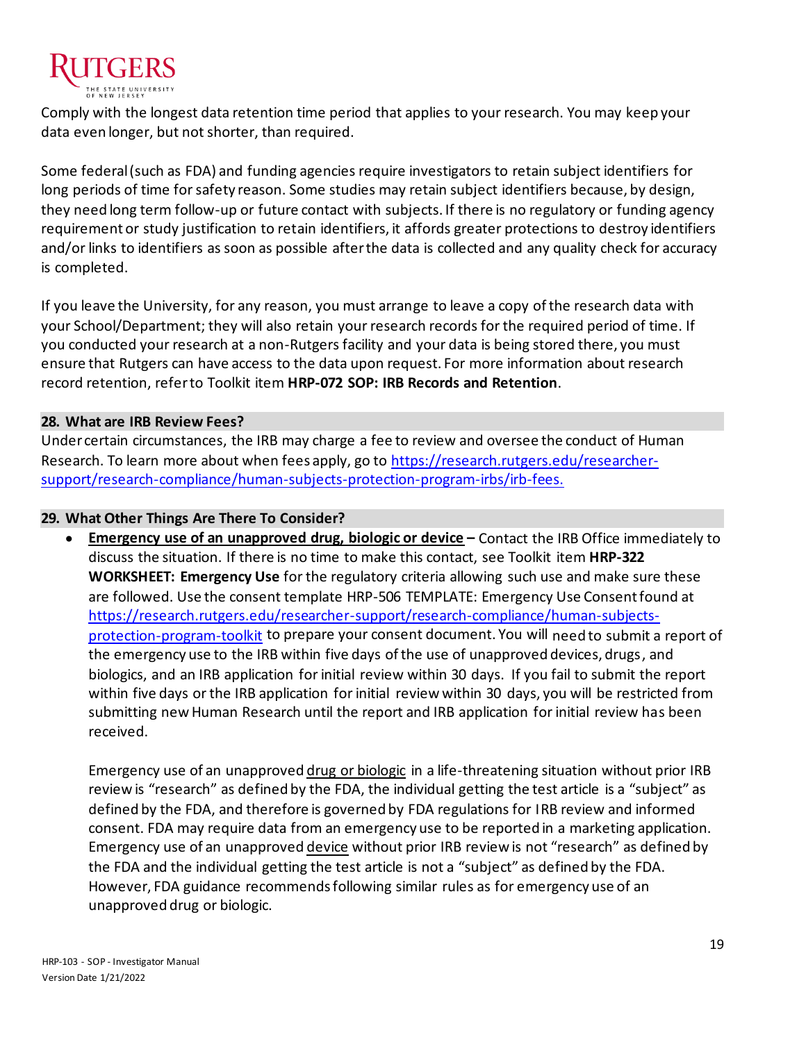Comply with the longest data retention time period that applies to your research. You may keep your data even longer, but not shorter, than required.

Some federal (such as FDA) and funding agencies require investigators to retain subject identifiers for long periods of time for safety reason. Some studies may retain subject identifiers because, by design, they need long term follow-up or future contact with subjects. If there is no regulatory or funding agency requirement or study justification to retain identifiers, it affords greater protections to destroy identifiers and/or links to identifiers as soon as possible after the data is collected and any quality check for accuracy is completed.

If you leave the University, for any reason, you must arrange to leave a copy of the research data with your School/Department; they will also retain your research records for the required period of time. If you conducted your research at a non-Rutgers facility and your data is being stored there, you must ensure that Rutgers can have access to the data upon request. For more information about research record retention, refer to Toolkit item **HRP-072 SOP: IRB Records and Retention**.

## 28. What are IRB Review Fees?

Under certain circumstances, the IRB may charge a fee to review and oversee the conduct of Human Research. To learn more about when fees apply, go to [https://research.rutgers.edu/researcher-support/research-compliance/human-subjects-protection-program-irbs/irb-fees.](https://research.rutgers.edu/researcher-support/research-compliance/human-subjects-protection-program-irbs/irb-fees)

## 29. What Other Things Are There To Consider?

- **Emergency use of an unapproved drug, biologic or device –** Contact the IRB Office immediately to discuss the situation. If there is no time to make this contact, see Toolkit item **HRP-322 WORKSHEET: Emergency Use** for the regulatory criteria allowing such use and make sure these are followed. Use the consent template HRP-506 TEMPLATE: Emergency Use Consent found at [https://research.rutgers.edu/researcher-support/research-compliance/human-subjects-protection-program-toolkit](https://research.rutgers.edu/researcher-support/research-compliance/human-subjects-protection-program-toolkit) to prepare your consent document. You will need to submit a report of the emergency use to the IRB within five days of the use of unapproved devices, drugs, and biologics, and an IRB application for initial review within 30 days. If you fail to submit the report within five days or the IRB application for initial review within 30 days, you will be restricted from submitting new Human Research until the report and IRB application for initial review has been received.

  Emergency use of an unapproved drug or biologic in a life-threatening situation without prior IRB review is "research" as defined by the FDA, the individual getting the test article is a "subject" as defined by the FDA, and therefore is governed by FDA regulations for IRB review and informed consent. FDA may require data from an emergency use to be reported in a marketing application. Emergency use of an unapproved device without prior IRB review is not "research" as defined by the FDA and the individual getting the test article is not a "subject" as defined by the FDA. However, FDA guidance recommends following similar rules as for emergency use of an unapproved drug or biologic.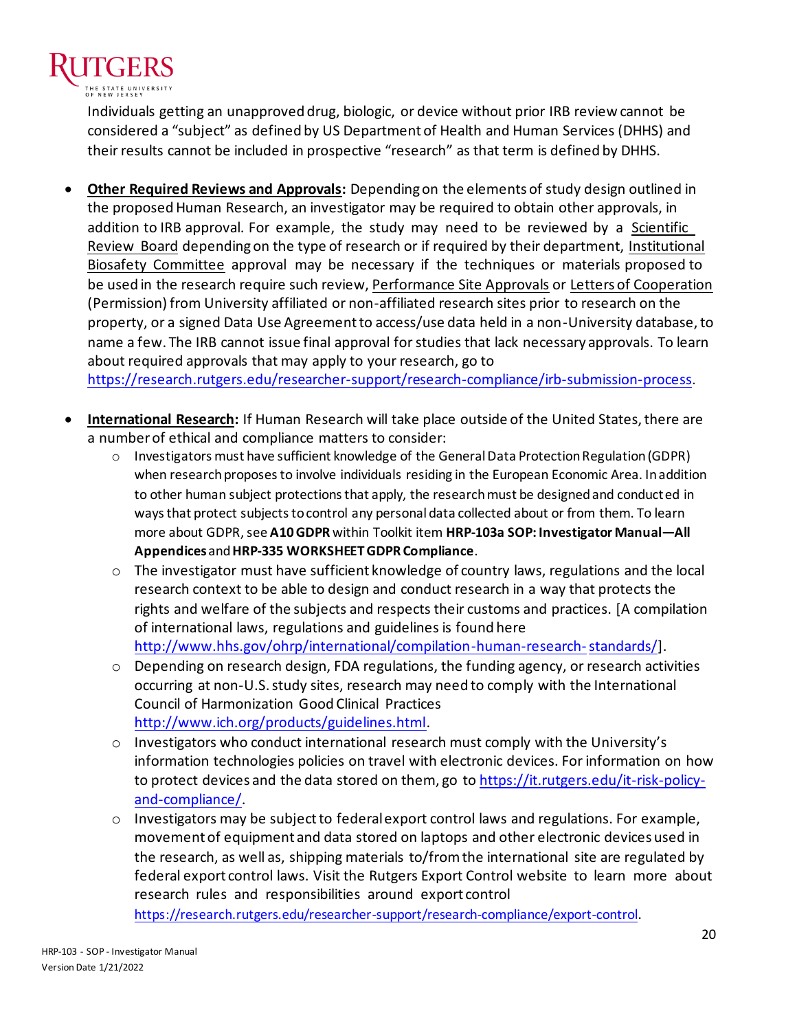Individuals getting an unapproved drug, biologic, or device without prior IRB review cannot be considered a "subject" as defined by US Department of Health and Human Services (DHHS) and their results cannot be included in prospective "research" as that term is defined by DHHS.

- **Other Required Reviews and Approvals:** Depending on the elements of study design outlined in the proposed Human Research, an investigator may be required to obtain other approvals, in addition to IRB approval. For example, the study may need to be reviewed by a Scientific Review Board depending on the type of research or if required by their department, Institutional Biosafety Committee approval may be necessary if the techniques or materials proposed to be used in the research require such review, Performance Site Approvals or Letters of Cooperation (Permission) from University affiliated or non-affiliated research sites prior to research on the property, or a signed Data Use Agreement to access/use data held in a non-University database, to name a few. The IRB cannot issue final approval for studies that lack necessary approvals. To learn about required approvals that may apply to your research, go to https://research.rutgers.edu/researcher-support/research-compliance/irb-submission-process.

- **International Research:** If Human Research will take place outside of the United States, there are a number of ethical and compliance matters to consider:
    - Investigators must have sufficient knowledge of the General Data Protection Regulation (GDPR) when research proposes to involve individuals residing in the European Economic Area. In addition to other human subject protections that apply, the research must be designed and conducted in ways that protect subjects to control any personal data collected about or from them. To learn more about GDPR, see **A10 GDPR** within Toolkit item **HRP-103a SOP: Investigator Manual—All Appendices** and **HRP-335 WORKSHEET GDPR Compliance**.
    - The investigator must have sufficient knowledge of country laws, regulations and the local research context to be able to design and conduct research in a way that protects the rights and welfare of the subjects and respects their customs and practices. [A compilation of international laws, regulations and guidelines is found here http://www.hhs.gov/ohrp/international/compilation-human-research-standards/].
    - Depending on research design, FDA regulations, the funding agency, or research activities occurring at non-U.S. study sites, research may need to comply with the International Council of Harmonization Good Clinical Practices http://www.ich.org/products/guidelines.html.
    - Investigators who conduct international research must comply with the University's information technologies policies on travel with electronic devices. For information on how to protect devices and the data stored on them, go to https://it.rutgers.edu/it-risk-policy-and-compliance/.
    - Investigators may be subject to federal export control laws and regulations. For example, movement of equipment and data stored on laptops and other electronic devices used in the research, as well as, shipping materials to/from the international site are regulated by federal export control laws. Visit the Rutgers Export Control website to learn more about research rules and responsibilities around export control https://research.rutgers.edu/researcher-support/research-compliance/export-control.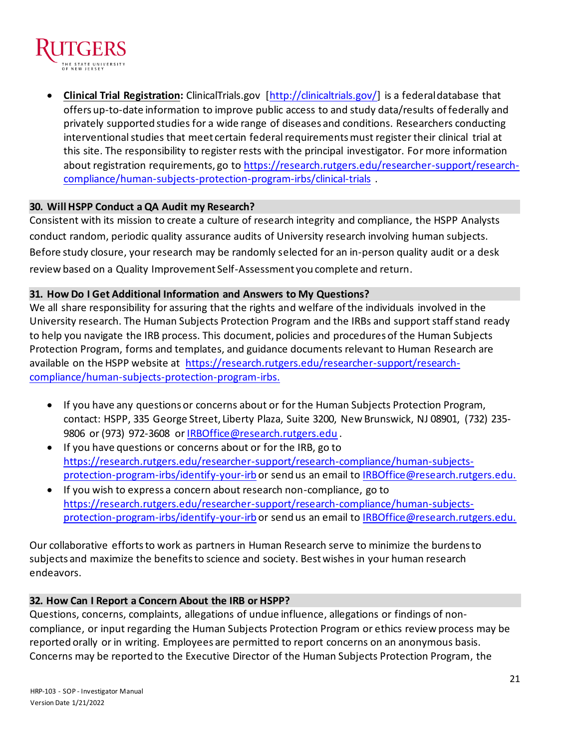- **Clinical Trial Registration:** ClinicalTrials.gov [http://clinicaltrials.gov/] is a federal database that offers up-to-date information to improve public access to and study data/results of federally and privately supported studies for a wide range of diseases and conditions. Researchers conducting interventional studies that meet certain federal requirements must register their clinical trial at this site. The responsibility to register rests with the principal investigator. For more information about registration requirements, go to https://research.rutgers.edu/researcher-support/research-compliance/human-subjects-protection-program-irbs/clinical-trials .

## 30. Will HSPP Conduct a QA Audit my Research?

Consistent with its mission to create a culture of research integrity and compliance, the HSPP Analysts conduct random, periodic quality assurance audits of University research involving human subjects. Before study closure, your research may be randomly selected for an in-person quality audit or a desk review based on a Quality Improvement Self-Assessment you complete and return.

## 31. How Do I Get Additional Information and Answers to My Questions?

We all share responsibility for assuring that the rights and welfare of the individuals involved in the University research. The Human Subjects Protection Program and the IRBs and support staff stand ready to help you navigate the IRB process. This document, policies and procedures of the Human Subjects Protection Program, forms and templates, and guidance documents relevant to Human Research are available on the HSPP website at https://research.rutgers.edu/researcher-support/research-compliance/human-subjects-protection-program-irbs.

- If you have any questions or concerns about or for the Human Subjects Protection Program, contact: HSPP, 335 George Street, Liberty Plaza, Suite 3200, New Brunswick, NJ 08901, (732) 235-9806 or (973) 972-3608 or IRBOffice@research.rutgers.edu.
- If you have questions or concerns about or for the IRB, go to https://research.rutgers.edu/researcher-support/research-compliance/human-subjects-protection-program-irbs/identify-your-irb or send us an email to IRBOffice@research.rutgers.edu.
- If you wish to express a concern about research non-compliance, go to https://research.rutgers.edu/researcher-support/research-compliance/human-subjects-protection-program-irbs/identify-your-irb or send us an email to IRBOffice@research.rutgers.edu.

Our collaborative efforts to work as partners in Human Research serve to minimize the burdens to subjects and maximize the benefits to science and society. Best wishes in your human research endeavors.

## 32. How Can I Report a Concern About the IRB or HSPP?

Questions, concerns, complaints, allegations of undue influence, allegations or findings of non-compliance, or input regarding the Human Subjects Protection Program or ethics review process may be reported orally or in writing. Employees are permitted to report concerns on an anonymous basis. Concerns may be reported to the Executive Director of the Human Subjects Protection Program, the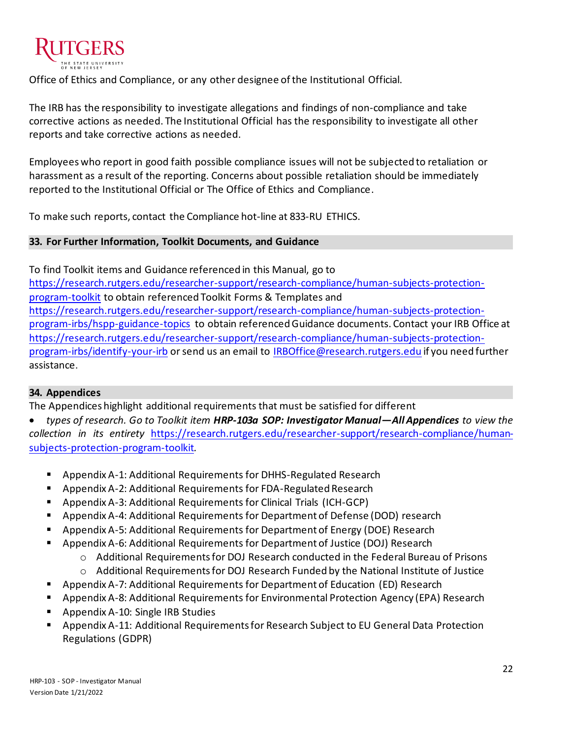Office of Ethics and Compliance, or any other designee of the Institutional Official.

The IRB has the responsibility to investigate allegations and findings of non-compliance and take corrective actions as needed. The Institutional Official has the responsibility to investigate all other reports and take corrective actions as needed.

Employees who report in good faith possible compliance issues will not be subjected to retaliation or harassment as a result of the reporting. Concerns about possible retaliation should be immediately reported to the Institutional Official or The Office of Ethics and Compliance.

To make such reports, contact the Compliance hot-line at 833-RU ETHICS.

## 33. For Further Information, Toolkit Documents, and Guidance

To find Toolkit items and Guidance referenced in this Manual, go to https://research.rutgers.edu/researcher-support/research-compliance/human-subjects-protection-program-toolkit to obtain referenced Toolkit Forms & Templates and https://research.rutgers.edu/researcher-support/research-compliance/human-subjects-protection-program-irbs/hspp-guidance-topics to obtain referenced Guidance documents. Contact your IRB Office at https://research.rutgers.edu/researcher-support/research-compliance/human-subjects-protection-program-irbs/identify-your-irb or send us an email to IRBOffice@research.rutgers.edu if you need further assistance.

## 34. Appendices

The Appendices highlight additional requirements that must be satisfied for different

- *types of research. Go to Toolkit item **HRP-103a SOP: Investigator Manual—All Appendices** to view the collection in its entirety* https://research.rutgers.edu/researcher-support/research-compliance/human-subjects-protection-program-toolkit.

  - Appendix A-1: Additional Requirements for DHHS-Regulated Research
  - Appendix A-2: Additional Requirements for FDA-Regulated Research
  - Appendix A-3: Additional Requirements for Clinical Trials (ICH-GCP)
  - Appendix A-4: Additional Requirements for Department of Defense (DOD) research
  - Appendix A-5: Additional Requirements for Department of Energy (DOE) Research
  - Appendix A-6: Additional Requirements for Department of Justice (DOJ) Research
    - Additional Requirements for DOJ Research conducted in the Federal Bureau of Prisons
    - Additional Requirements for DOJ Research Funded by the National Institute of Justice
  - Appendix A-7: Additional Requirements for Department of Education (ED) Research
  - Appendix A-8: Additional Requirements for Environmental Protection Agency (EPA) Research
  - Appendix A-10: Single IRB Studies
  - Appendix A-11: Additional Requirements for Research Subject to EU General Data Protection Regulations (GDPR)